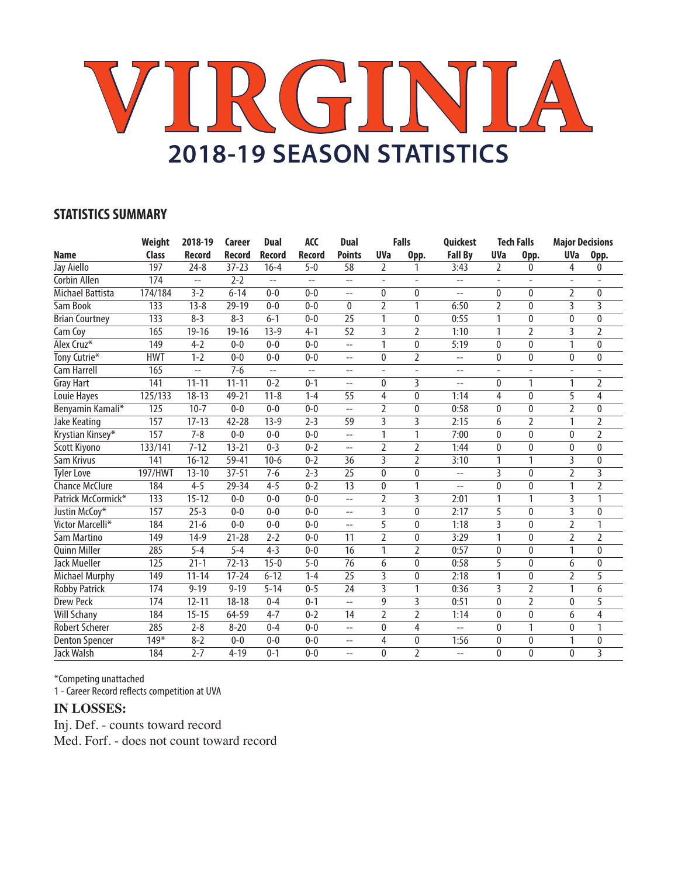# VIRGINIA

## 2018-19 SEASON STATISTICS

### STATISTICS SUMMARY

| Name | Weight Class | 2018-19 Record | Career Record | Dual Record | ACC Record | Dual Points | Falls UVa | Falls Opp. | Quickest Fall By | Tech Falls UVa | Tech Falls Opp. | Major Decisions UVa | Major Decisions Opp. |
|---|---|---|---|---|---|---|---|---|---|---|---|---|---|
| Jay Aiello | 197 | 24-8 | 37-23 | 16-4 | 5-0 | 58 | 2 | 1 | 3:43 | 2 | 0 | 4 | 0 |
| Corbin Allen | 174 | -- | 2-2 | -- | -- | -- | - | - | -- | - | - | - | - |
| Michael Battista | 174/184 | 3-2 | 6-14 | 0-0 | 0-0 | -- | 0 | 0 | -- | 0 | 0 | 2 | 0 |
| Sam Book | 133 | 13-8 | 29-19 | 0-0 | 0-0 | 0 | 2 | 1 | 6:50 | 2 | 0 | 3 | 3 |
| Brian Courtney | 133 | 8-3 | 8-3 | 6-1 | 0-0 | 25 | 1 | 0 | 0:55 | 1 | 0 | 0 | 0 |
| Cam Coy | 165 | 19-16 | 19-16 | 13-9 | 4-1 | 52 | 3 | 2 | 1:10 | 1 | 2 | 3 | 2 |
| Alex Cruz* | 149 | 4-2 | 0-0 | 0-0 | 0-0 | -- | 1 | 0 | 5:19 | 0 | 0 | 1 | 0 |
| Tony Cutrie* | HWT | 1-2 | 0-0 | 0-0 | 0-0 | -- | 0 | 2 | -- | 0 | 0 | 0 | 0 |
| Cam Harrell | 165 | -- | 7-6 | -- | -- | -- | - | - | -- | - | - | - | - |
| Gray Hart | 141 | 11-11 | 11-11 | 0-2 | 0-1 | -- | 0 | 3 | -- | 0 | 1 | 1 | 2 |
| Louie Hayes | 125/133 | 18-13 | 49-21 | 11-8 | 1-4 | 55 | 4 | 0 | 1:14 | 4 | 0 | 5 | 4 |
| Benyamin Kamali* | 125 | 10-7 | 0-0 | 0-0 | 0-0 | -- | 2 | 0 | 0:58 | 0 | 0 | 2 | 0 |
| Jake Keating | 157 | 17-13 | 42-28 | 13-9 | 2-3 | 59 | 3 | 3 | 2:15 | 6 | 2 | 1 | 2 |
| Krystian Kinsey* | 157 | 7-8 | 0-0 | 0-0 | 0-0 | -- | 1 | 1 | 7:00 | 0 | 0 | 0 | 2 |
| Scott Kiyono | 133/141 | 7-12 | 13-21 | 0-3 | 0-2 | -- | 2 | 2 | 1:44 | 0 | 0 | 0 | 0 |
| Sam Krivus | 141 | 16-12 | 59-41 | 10-6 | 0-2 | 36 | 3 | 2 | 3:10 | 1 | 1 | 3 | 0 |
| Tyler Love | 197/HWT | 13-10 | 37-51 | 7-6 | 2-3 | 25 | 0 | 0 | -- | 3 | 0 | 2 | 3 |
| Chance McClure | 184 | 4-5 | 29-34 | 4-5 | 0-2 | 13 | 0 | 1 | -- | 0 | 0 | 1 | 2 |
| Patrick McCormick* | 133 | 15-12 | 0-0 | 0-0 | 0-0 | -- | 2 | 3 | 2:01 | 1 | 1 | 3 | 1 |
| Justin McCoy* | 157 | 25-3 | 0-0 | 0-0 | 0-0 | -- | 3 | 0 | 2:17 | 5 | 0 | 3 | 0 |
| Victor Marcelli* | 184 | 21-6 | 0-0 | 0-0 | 0-0 | -- | 5 | 0 | 1:18 | 3 | 0 | 2 | 1 |
| Sam Martino | 149 | 14-9 | 21-28 | 2-2 | 0-0 | 11 | 2 | 0 | 3:29 | 1 | 0 | 2 | 2 |
| Quinn Miller | 285 | 5-4 | 5-4 | 4-3 | 0-0 | 16 | 1 | 2 | 0:57 | 0 | 0 | 1 | 0 |
| Jack Mueller | 125 | 21-1 | 72-13 | 15-0 | 5-0 | 76 | 6 | 0 | 0:58 | 5 | 0 | 6 | 0 |
| Michael Murphy | 149 | 11-14 | 17-24 | 6-12 | 1-4 | 25 | 3 | 0 | 2:18 | 1 | 0 | 2 | 5 |
| Robby Patrick | 174 | 9-19 | 9-19 | 5-14 | 0-5 | 24 | 3 | 1 | 0:36 | 3 | 2 | 1 | 6 |
| Drew Peck | 174 | 12-11 | 18-18 | 0-4 | 0-1 | -- | 9 | 3 | 0:51 | 0 | 2 | 0 | 5 |
| Will Schany | 184 | 15-15 | 64-59 | 4-7 | 0-2 | 14 | 2 | 2 | 1:14 | 0 | 0 | 6 | 4 |
| Robert Scherer | 285 | 2-8 | 8-20 | 0-4 | 0-0 | -- | 0 | 4 | -- | 0 | 1 | 0 | 1 |
| Denton Spencer | 149* | 8-2 | 0-0 | 0-0 | 0-0 | -- | 4 | 0 | 1:56 | 0 | 0 | 1 | 0 |
| Jack Walsh | 184 | 2-7 | 4-19 | 0-1 | 0-0 | -- | 0 | 2 | -- | 0 | 0 | 0 | 3 |

*Competing unattached

1 - Career Record reflects competition at UVA

**IN LOSSES:**

Inj. Def. - counts toward record

Med. Forf. - does not count toward record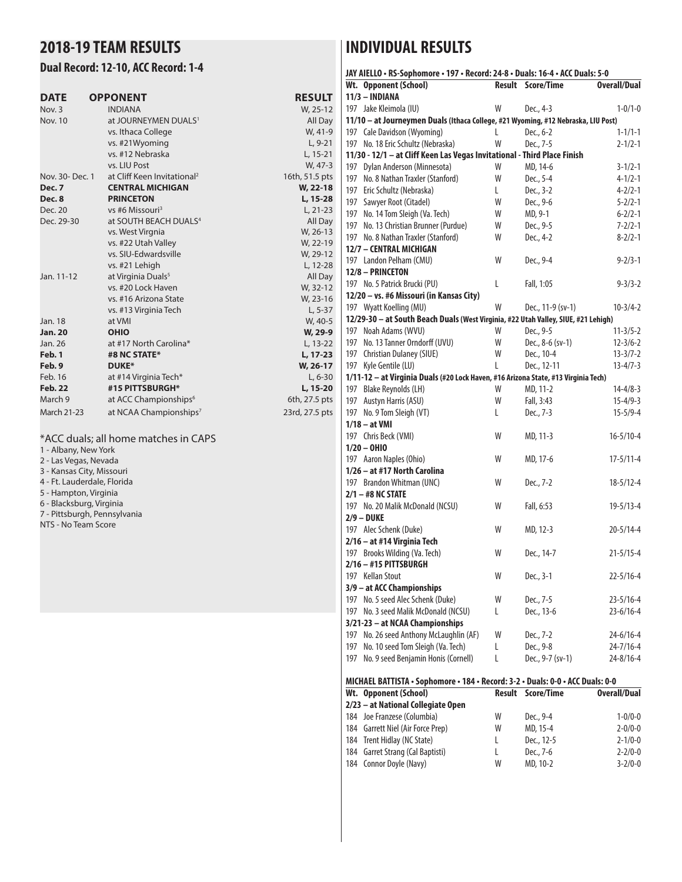## 2018-19 TEAM RESULTS

### Dual Record: 12-10, ACC Record: 1-4

| DATE | OPPONENT | RESULT |
|---|---|---|
| Nov. 3 | INDIANA | W, 25-12 |
| Nov. 10 | at JOURNEYMEN DUALS[1] | All Day |
| | vs. Ithaca College | W, 41-9 |
| | vs. #21Wyoming | L, 9-21 |
| | vs. #12 Nebraska | L, 15-21 |
| | vs. LIU Post | W, 47-3 |
| Nov. 30- Dec. 1 | at Cliff Keen Invitational[2] | 16th, 51.5 pts |
| **Dec. 7** | **CENTRAL MICHIGAN** | **W, 22-18** |
| **Dec. 8** | **PRINCETON** | **L, 15-28** |
| Dec. 20 | vs #6 Missouri[3] | L, 21-23 |
| Dec. 29-30 | at SOUTH BEACH DUALS[4] | All Day |
| | vs. West Virgnia | W, 26-13 |
| | vs. #22 Utah Valley | W, 22-19 |
| | vs. SIU-Edwardsville | W, 29-12 |
| | vs. #21 Lehigh | L, 12-28 |
| Jan. 11-12 | at Virginia Duals[5] | All Day |
| | vs. #20 Lock Haven | W, 32-12 |
| | vs. #16 Arizona State | W, 23-16 |
| | vs. #13 Virginia Tech | L, 5-37 |
| Jan. 18 | at VMI | W, 40-5 |
| **Jan. 20** | **OHIO** | **W, 29-9** |
| Jan. 26 | at #17 North Carolina* | L, 13-22 |
| **Feb. 1** | **#8 NC STATE*** | **L, 17-23** |
| **Feb. 9** | **DUKE*** | **W, 26-17** |
| Feb. 16 | at #14 Virginia Tech* | L, 6-30 |
| **Feb. 22** | **#15 PITTSBURGH*** | **L, 15-20** |
| March 9 | at ACC Championships[6] | 6th, 27.5 pts |
| March 21-23 | at NCAA Championships[7] | 23rd, 27.5 pts |

*ACC duals; all home matches in CAPS

1 - Albany, New York
2 - Las Vegas, Nevada
3 - Kansas City, Missouri
4 - Ft. Lauderdale, Florida
5 - Hampton, Virginia
6 - Blacksburg, Virginia
7 - Pittsburgh, Pennsylvania
NTS - No Team Score

## INDIVIDUAL RESULTS

### JAY AIELLO • RS-Sophomore • 197 • Record: 24-8 • Duals: 16-4 • ACC Duals: 5-0

| Wt. | Opponent (School) | Result | Score/Time | Overall/Dual |
|---|---|---|---|---|
| **11/3 – INDIANA** | | | | |
| 197 | Jake Kleimola (IU) | W | Dec., 4-3 | 1-0/1-0 |
| **11/10 – at Journeymen Duals (Ithaca College, #21 Wyoming, #12 Nebraska, LIU Post)** | | | | |
| 197 | Cale Davidson (Wyoming) | L | Dec., 6-2 | 1-1/1-1 |
| 197 | No. 18 Eric Schultz (Nebraska) | W | Dec., 7-5 | 2-1/2-1 |
| **11/30 - 12/1 – at Cliff Keen Las Vegas Invitational - Third Place Finish** | | | | |
| 197 | Dylan Anderson (Minnesota) | W | MD, 14-6 | 3-1/2-1 |
| 197 | No. 8 Nathan Traxler (Stanford) | W | Dec., 5-4 | 4-1/2-1 |
| 197 | Eric Schultz (Nebraska) | L | Dec., 3-2 | 4-2/2-1 |
| 197 | Sawyer Root (Citadel) | W | Dec., 9-6 | 5-2/2-1 |
| 197 | No. 14 Tom Sleigh (Va. Tech) | W | MD, 9-1 | 6-2/2-1 |
| 197 | No. 13 Christian Brunner (Purdue) | W | Dec., 9-5 | 7-2/2-1 |
| 197 | No. 8 Nathan Traxler (Stanford) | W | Dec., 4-2 | 8-2/2-1 |
| **12/7 – CENTRAL MICHIGAN** | | | | |
| 197 | Landon Pelham (CMU) | W | Dec., 9-4 | 9-2/3-1 |
| **12/8 – PRINCETON** | | | | |
| 197 | No. 5 Patrick Brucki (PU) | L | Fall, 1:05 | 9-3/3-2 |
| **12/20 – vs. #6 Missouri (in Kansas City)** | | | | |
| 197 | Wyatt Koelling (MU) | W | Dec., 11-9 (sv-1) | 10-3/4-2 |
| **12/29-30 – at South Beach Duals (West Virginia, #22 Utah Valley, SIUE, #21 Lehigh)** | | | | |
| 197 | Noah Adams (WVU) | W | Dec., 9-5 | 11-3/5-2 |
| 197 | No. 13 Tanner Orndorff (UVU) | W | Dec., 8-6 (sv-1) | 12-3/6-2 |
| 197 | Christian Dulaney (SIUE) | W | Dec., 10-4 | 13-3/7-2 |
| 197 | Kyle Gentile (LU) | L | Dec., 12-11 | 13-4/7-3 |
| **1/11-12 – at Virginia Duals (#20 Lock Haven, #16 Arizona State, #13 Virginia Tech)** | | | | |
| 197 | Blake Reynolds (LH) | W | MD, 11-2 | 14-4/8-3 |
| 197 | Austyn Harris (ASU) | W | Fall, 3:43 | 15-4/9-3 |
| 197 | No. 9 Tom Sleigh (VT) | L | Dec., 7-3 | 15-5/9-4 |
| **1/18 – at VMI** | | | | |
| 197 | Chris Beck (VMI) | W | MD, 11-3 | 16-5/10-4 |
| **1/20 – OHIO** | | | | |
| 197 | Aaron Naples (Ohio) | W | MD, 17-6 | 17-5/11-4 |
| **1/26 – at #17 North Carolina** | | | | |
| 197 | Brandon Whitman (UNC) | W | Dec., 7-2 | 18-5/12-4 |
| **2/1 – #8 NC STATE** | | | | |
| 197 | No. 20 Malik McDonald (NCSU) | W | Fall, 6:53 | 19-5/13-4 |
| **2/9 – DUKE** | | | | |
| 197 | Alec Schenk (Duke) | W | MD, 12-3 | 20-5/14-4 |
| **2/16 – at #14 Virginia Tech** | | | | |
| 197 | Brooks Wilding (Va. Tech) | W | Dec., 14-7 | 21-5/15-4 |
| **2/16 – #15 PITTSBURGH** | | | | |
| 197 | Kellan Stout | W | Dec., 3-1 | 22-5/16-4 |
| **3/9 – at ACC Championships** | | | | |
| 197 | No. 5 seed Alec Schenk (Duke) | W | Dec., 7-5 | 23-5/16-4 |
| 197 | No. 3 seed Malik McDonald (NCSU) | L | Dec., 13-6 | 23-6/16-4 |
| **3/21-23 – at NCAA Championships** | | | | |
| 197 | No. 26 seed Anthony McLaughlin (AF) | W | Dec., 7-2 | 24-6/16-4 |
| 197 | No. 10 seed Tom Sleigh (Va. Tech) | L | Dec., 9-8 | 24-7/16-4 |
| 197 | No. 9 seed Benjamin Honis (Cornell) | L | Dec., 9-7 (sv-1) | 24-8/16-4 |

### MICHAEL BATTISTA • Sophomore • 184 • Record: 3-2 • Duals: 0-0 • ACC Duals: 0-0

| Wt. | Opponent (School) | Result | Score/Time | Overall/Dual |
|---|---|---|---|---|
| **2/23 – at National Collegiate Open** | | | | |
| 184 | Joe Franzese (Columbia) | W | Dec., 9-4 | 1-0/0-0 |
| 184 | Garrett Niel (Air Force Prep) | W | MD, 15-4 | 2-0/0-0 |
| 184 | Trent Hidlay (NC State) | L | Dec., 12-5 | 2-1/0-0 |
| 184 | Garret Strang (Cal Baptisti) | L | Dec., 7-6 | 2-2/0-0 |
| 184 | Connor Doyle (Navy) | W | MD, 10-2 | 3-2/0-0 |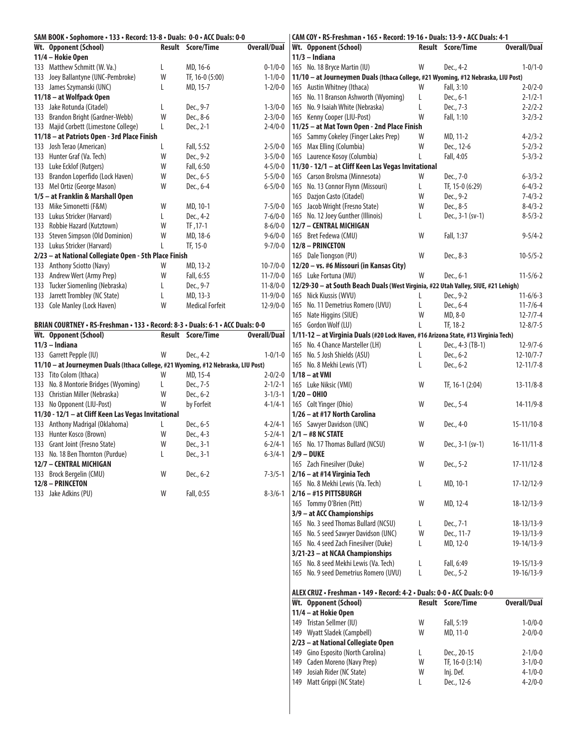## SAM BOOK • Sophomore • 133 • Record: 13-8 • Duals: 0-0 • ACC Duals: 0-0

| Wt. | Opponent (School) | Result | Score/Time | Overall/Dual |
|---|---|---|---|---|
| **11/4 – Hokie Open** | | | | |
| 133 | Matthew Schmitt (W. Va.) | L | MD, 16-6 | 0-1/0-0 |
| 133 | Joey Ballantyne (UNC-Pembroke) | W | TF, 16-0 (5:00) | 1-1/0-0 |
| 133 | James Szymanski (UNC) | L | MD, 15-7 | 1-2/0-0 |
| **11/18 – at Wolfpack Open** | | | | |
| 133 | Jake Rotunda (Citadel) | L | Dec., 9-7 | 1-3/0-0 |
| 133 | Brandon Bright (Gardner-Webb) | W | Dec., 8-6 | 2-3/0-0 |
| 133 | Majid Corbett (Limestone College) | L | Dec., 2-1 | 2-4/0-0 |
| **11/18 – at Patriots Open - 3rd Place Finish** | | | | |
| 133 | Josh Terao (American) | L | Fall, 5:52 | 2-5/0-0 |
| 133 | Hunter Graf (Va. Tech) | W | Dec., 9-2 | 3-5/0-0 |
| 133 | Luke Ecklof (Rutgers) | W | Fall, 6:50 | 4-5/0-0 |
| 133 | Brandon Loperfido (Lock Haven) | W | Dec., 6-5 | 5-5/0-0 |
| 133 | Mel Ortiz (George Mason) | W | Dec., 6-4 | 6-5/0-0 |
| **1/5 – at Franklin & Marshall Open** | | | | |
| 133 | Mike Simonetti (F&M) | W | MD, 10-1 | 7-5/0-0 |
| 133 | Lukus Stricker (Harvard) | L | Dec., 4-2 | 7-6/0-0 |
| 133 | Robbie Hazard (Kutztown) | W | TF ,17-1 | 8-6/0-0 |
| 133 | Steven Simpson (Old Dominion) | W | MD, 18-6 | 9-6/0-0 |
| 133 | Lukus Stricker (Harvard) | L | TF, 15-0 | 9-7/0-0 |
| **2/23 – at National Collegiate Open - 5th Place Finish** | | | | |
| 133 | Anthony Sciotto (Navy) | W | MD, 13-2 | 10-7/0-0 |
| 133 | Andrew Wert (Army Prep) | W | Fall, 6:55 | 11-7/0-0 |
| 133 | Tucker Siomenling (Nebraska) | L | Dec., 9-7 | 11-8/0-0 |
| 133 | Jarrett Trombley (NC State) | L | MD, 13-3 | 11-9/0-0 |
| 133 | Cole Manley (Lock Haven) | W | Medical Forfeit | 12-9/0-0 |

## BRIAN COURTNEY • RS-Freshman • 133 • Record: 8-3 • Duals: 6-1 • ACC Duals: 0-0

| Wt. | Opponent (School) | Result | Score/Time | Overall/Dual |
|---|---|---|---|---|
| **11/3 – Indiana** | | | | |
| 133 | Garrett Pepple (IU) | W | Dec., 4-2 | 1-0/1-0 |
| **11/10 – at Journeymen Duals (Ithaca College, #21 Wyoming, #12 Nebraska, LIU Post)** | | | | |
| 133 | Tito Colom (Ithaca) | W | MD, 15-4 | 2-0/2-0 |
| 133 | No. 8 Montorie Bridges (Wyoming) | L | Dec., 7-5 | 2-1/2-1 |
| 133 | Christian Miller (Nebraska) | W | Dec., 6-2 | 3-1/3-1 |
| 133 | No Opponent (LIU-Post) | W | by Forfeit | 4-1/4-1 |
| **11/30 - 12/1 – at Cliff Keen Las Vegas Invitational** | | | | |
| 133 | Anthony Madrigal (Oklahoma) | L | Dec., 6-5 | 4-2/4-1 |
| 133 | Hunter Kosco (Brown) | W | Dec., 4-3 | 5-2/4-1 |
| 133 | Grant Joint (Fresno State) | W | Dec., 3-1 | 6-2/4-1 |
| 133 | No. 18 Ben Thornton (Purdue) | L | Dec., 3-1 | 6-3/4-1 |
| **12/7 – CENTRAL MICHIGAN** | | | | |
| 133 | Brock Bergelin (CMU) | W | Dec., 6-2 | 7-3/5-1 |
| **12/8 – PRINCETON** | | | | |
| 133 | Jake Adkins (PU) | W | Fall, 0:55 | 8-3/6-1 |

## CAM COY • RS-Freshman • 165 • Record: 19-16 • Duals: 13-9 • ACC Duals: 4-1

| Wt. | Opponent (School) | Result | Score/Time | Overall/Dual |
|---|---|---|---|---|
| **11/3 – Indiana** | | | | |
| 165 | No. 18 Bryce Martin (IU) | W | Dec., 4-2 | 1-0/1-0 |
| **11/10 – at Journeymen Duals (Ithaca College, #21 Wyoming, #12 Nebraska, LIU Post)** | | | | |
| 165 | Austin Whitney (Ithaca) | W | Fall, 3:10 | 2-0/2-0 |
| 165 | No. 11 Branson Ashworth (Wyoming) | L | Dec., 6-1 | 2-1/2-1 |
| 165 | No. 9 Isaiah White (Nebraska) | L | Dec., 7-3 | 2-2/2-2 |
| 165 | Kenny Cooper (LIU-Post) | W | Fall, 1:10 | 3-2/3-2 |
| **11/25 – at Mat Town Open - 2nd Place Finish** | | | | |
| 165 | Sammy Cokeley (Finger Lakes Prep) | W | MD, 11-2 | 4-2/3-2 |
| 165 | Max Elling (Columbia) | W | Dec., 12-6 | 5-2/3-2 |
| 165 | Laurence Kosoy (Columbia) | L | Fall, 4:05 | 5-3/3-2 |
| **11/30 - 12/1 – at Cliff Keen Las Vegas Invitational** | | | | |
| 165 | Carson Brolsma (Minnesota) | W | Dec., 7-0 | 6-3/3-2 |
| 165 | No. 13 Connor Flynn (Missouri) | L | TF, 15-0 (6:29) | 6-4/3-2 |
| 165 | Dazjon Casto (Citadel) | W | Dec., 9-2 | 7-4/3-2 |
| 165 | Jacob Wright (Fresno State) | W | Dec., 8-5 | 8-4/3-2 |
| 165 | No. 12 Joey Gunther (Illinois) | L | Dec., 3-1 (sv-1) | 8-5/3-2 |
| **12/7 – CENTRAL MICHIGAN** | | | | |
| 165 | Bret Fedewa (CMU) | W | Fall, 1:37 | 9-5/4-2 |
| **12/8 – PRINCETON** | | | | |
| 165 | Dale Tiongson (PU) | W | Dec., 8-3 | 10-5/5-2 |
| **12/20 – vs. #6 Missouri (in Kansas City)** | | | | |
| 165 | Luke Fortuna (MU) | W | Dec., 6-1 | 11-5/6-2 |
| **12/29-30 – at South Beach Duals (West Virginia, #22 Utah Valley, SIUE, #21 Lehigh)** | | | | |
| 165 | Nick Kiussis (WVU) | L | Dec., 9-2 | 11-6/6-3 |
| 165 | No. 11 Demetrius Romero (UVU) | L | Dec., 6-4 | 11-7/6-4 |
| 165 | Nate Higgins (SIUE) | W | MD, 8-0 | 12-7/7-4 |
| 165 | Gordon Wolf (LU) | L | TF, 18-2 | 12-8/7-5 |
| **1/11-12 – at Virginia Duals (#20 Lock Haven, #16 Arizona State, #13 Virginia Tech)** | | | | |
| 165 | No. 4 Chance Marsteller (LH) | L | Dec., 4-3 (TB-1) | 12-9/7-6 |
| 165 | No. 5 Josh Shields (ASU) | L | Dec., 6-2 | 12-10/7-7 |
| 165 | No. 8 Mekhi Lewis (VT) | L | Dec., 6-2 | 12-11/7-8 |
| **1/18 – at VMI** | | | | |
| 165 | Luke Niksic (VMI) | W | TF, 16-1 (2:04) | 13-11/8-8 |
| **1/20 – OHIO** | | | | |
| 165 | Colt Yinger (Ohio) | W | Dec., 5-4 | 14-11/9-8 |
| **1/26 – at #17 North Carolina** | | | | |
| 165 | Sawyer Davidson (UNC) | W | Dec., 4-0 | 15-11/10-8 |
| **2/1 – #8 NC STATE** | | | | |
| 165 | No. 17 Thomas Bullard (NCSU) | W | Dec., 3-1 (sv-1) | 16-11/11-8 |
| **2/9 – DUKE** | | | | |
| 165 | Zach Finesilver (Duke) | W | Dec., 5-2 | 17-11/12-8 |
| **2/16 – at #14 Virginia Tech** | | | | |
| 165 | No. 8 Mekhi Lewis (Va. Tech) | L | MD, 10-1 | 17-12/12-9 |
| **2/16 – #15 PITTSBURGH** | | | | |
| 165 | Tommy O'Brien (Pitt) | W | MD, 12-4 | 18-12/13-9 |
| **3/9 – at ACC Championships** | | | | |
| 165 | No. 3 seed Thomas Bullard (NCSU) | L | Dec., 7-1 | 18-13/13-9 |
| 165 | No. 5 seed Sawyer Davidson (UNC) | W | Dec., 11-7 | 19-13/13-9 |
| 165 | No. 4 seed Zach Finesilver (Duke) | L | MD, 12-0 | 19-14/13-9 |
| **3/21-23 – at NCAA Championships** | | | | |
| 165 | No. 8 seed Mekhi Lewis (Va. Tech) | L | Fall, 6:49 | 19-15/13-9 |
| 165 | No. 9 seed Demetrius Romero (UVU) | L | Dec., 5-2 | 19-16/13-9 |

## ALEX CRUZ • Freshman • 149 • Record: 4-2 • Duals: 0-0 • ACC Duals: 0-0

| Wt. | Opponent (School) | Result | Score/Time | Overall/Dual |
|---|---|---|---|---|
| **11/4 – at Hokie Open** | | | | |
| 149 | Tristan Sellmer (IU) | W | Fall, 5:19 | 1-0/0-0 |
| 149 | Wyatt Sladek (Campbell) | W | MD, 11-0 | 2-0/0-0 |
| **2/23 – at National Collegiate Open** | | | | |
| 149 | Gino Esposito (North Carolina) | L | Dec., 20-15 | 2-1/0-0 |
| 149 | Caden Moreno (Navy Prep) | W | TF, 16-0 (3:14) | 3-1/0-0 |
| 149 | Josiah Rider (NC State) | W | Inj. Def. | 4-1/0-0 |
| 149 | Matt Grippi (NC State) | L | Dec., 12-6 | 4-2/0-0 |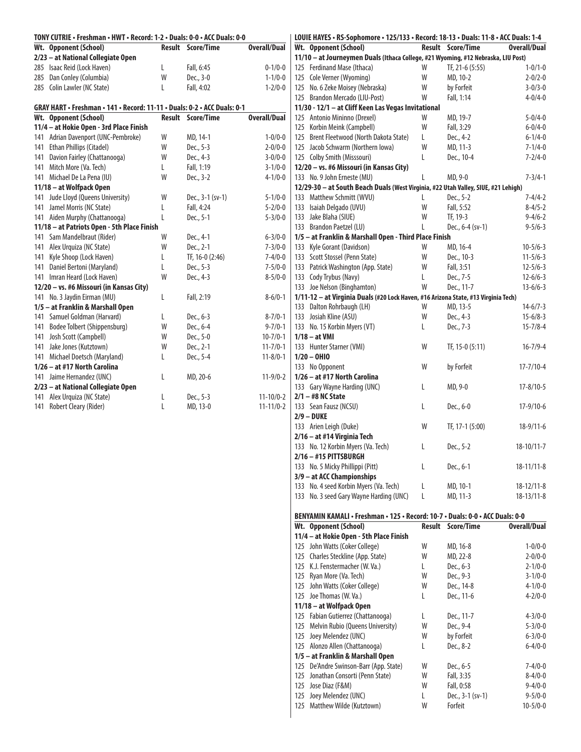**TONY CUTRIE • Freshman • HWT • Record: 1-2 • Duals: 0-0 • ACC Duals: 0-0**

| Wt. | Opponent (School) | Result | Score/Time | Overall/Dual |
|---|---|---|---|---|
| **2/23 – at National Collegiate Open** | | | | |
| 285 | Isaac Reid (Lock Haven) | L | Fall, 6:45 | 0-1/0-0 |
| 285 | Dan Conley (Columbia) | W | Dec., 3-0 | 1-1/0-0 |
| 285 | Colin Lawler (NC State) | L | Fall, 4:02 | 1-2/0-0 |

**GRAY HART • Freshman • 141 • Record: 11-11 • Duals: 0-2 • ACC Duals: 0-1**

| Wt. | Opponent (School) | Result | Score/Time | Overall/Dual |
|---|---|---|---|---|
| **11/4 – at Hokie Open - 3rd Place Finish** | | | | |
| 141 | Adrian Davenport (UNC-Pembroke) | W | MD, 14-1 | 1-0/0-0 |
| 141 | Ethan Phillips (Citadel) | W | Dec., 5-3 | 2-0/0-0 |
| 141 | Davion Fairley (Chattanooga) | W | Dec., 4-3 | 3-0/0-0 |
| 141 | Mitch More (Va. Tech) | L | Fall, 1:19 | 3-1/0-0 |
| 141 | Michael De La Pena (IU) | W | Dec., 3-2 | 4-1/0-0 |
| **11/18 – at Wolfpack Open** | | | | |
| 141 | Jude Lloyd (Queens University) | W | Dec., 3-1 (sv-1) | 5-1/0-0 |
| 141 | Jamel Morris (NC State) | L | Fall, 4:24 | 5-2/0-0 |
| 141 | Aiden Murphy (Chattanooga) | L | Dec., 5-1 | 5-3/0-0 |
| **11/18 – at Patriots Open - 5th Place Finish** | | | | |
| 141 | Sam Mandelbraut (Rider) | W | Dec., 4-1 | 6-3/0-0 |
| 141 | Alex Urquiza (NC State) | W | Dec., 2-1 | 7-3/0-0 |
| 141 | Kyle Shoop (Lock Haven) | L | TF, 16-0 (2:46) | 7-4/0-0 |
| 141 | Daniel Bertoni (Maryland) | L | Dec., 5-3 | 7-5/0-0 |
| 141 | Imran Heard (Lock Haven) | W | Dec., 4-3 | 8-5/0-0 |
| **12/20 – vs. #6 Missouri (in Kansas City)** | | | | |
| 141 | No. 3 Jaydin Eirman (MU) | L | Fall, 2:19 | 8-6/0-1 |
| **1/5 – at Franklin & Marshall Open** | | | | |
| 141 | Samuel Goldman (Harvard) | L | Dec., 6-3 | 8-7/0-1 |
| 141 | Bodee Tolbert (Shippensburg) | W | Dec., 6-4 | 9-7/0-1 |
| 141 | Josh Scott (Campbell) | W | Dec., 5-0 | 10-7/0-1 |
| 141 | Jake Jones (Kutztown) | W | Dec., 2-1 | 11-7/0-1 |
| 141 | Michael Doetsch (Maryland) | L | Dec., 5-4 | 11-8/0-1 |
| **1/26 – at #17 North Carolina** | | | | |
| 141 | Jaime Hernandez (UNC) | L | MD, 20-6 | 11-9/0-2 |
| **2/23 – at National Collegiate Open** | | | | |
| 141 | Alex Urquiza (NC State) | L | Dec., 5-3 | 11-10/0-2 |
| 141 | Robert Cleary (Rider) | L | MD, 13-0 | 11-11/0-2 |

**LOUIE HAYES • RS-Sophomore • 125/133 • Record: 18-13 • Duals: 11-8 • ACC Duals: 1-4**

| Wt. | Opponent (School) | Result | Score/Time | Overall/Dual |
|---|---|---|---|---|
| **11/10 – at Journeymen Duals (Ithaca College, #21 Wyoming, #12 Nebraska, LIU Post)** | | | | |
| 125 | Ferdinand Mase (Ithaca) | W | TF, 21-6 (5:55) | 1-0/1-0 |
| 125 | Cole Verner (Wyoming) | W | MD, 10-2 | 2-0/2-0 |
| 125 | No. 6 Zeke Moisey (Nebraska) | W | by Forfeit | 3-0/3-0 |
| 125 | Brandon Mercado (LIU-Post) | W | Fall, 1:14 | 4-0/4-0 |
| **11/30 - 12/1 – at Cliff Keen Las Vegas Invitational** | | | | |
| 125 | Antonio Mininno (Drexel) | W | MD, 19-7 | 5-0/4-0 |
| 125 | Korbin Meink (Campbell) | W | Fall, 3:29 | 6-0/4-0 |
| 125 | Brent Fleetwood (North Dakota State) | L | Dec., 4-2 | 6-1/4-0 |
| 125 | Jacob Schwarm (Northern Iowa) | W | MD, 11-3 | 7-1/4-0 |
| 125 | Colby Smith (Misssouri) | L | Dec., 10-4 | 7-2/4-0 |
| **12/20 – vs. #6 Missouri (in Kansas City)** | | | | |
| 133 | No. 9 John Erneste (MU) | L | MD, 9-0 | 7-3/4-1 |
| **12/29-30 – at South Beach Duals (West Virginia, #22 Utah Valley, SIUE, #21 Lehigh)** | | | | |
| 133 | Matthew Schmitt (WVU) | L | Dec., 5-2 | 7-4/4-2 |
| 133 | Isaiah Delgado (UVU) | W | Fall, 5:52 | 8-4/5-2 |
| 133 | Jake Blaha (SIUE) | W | TF, 19-3 | 9-4/6-2 |
| 133 | Brandon Paetzel (LU) | L | Dec., 6-4 (sv-1) | 9-5/6-3 |
| **1/5 – at Franklin & Marshall Open - Third Place Finish** | | | | |
| 133 | Kyle Gorant (Davidson) | W | MD, 16-4 | 10-5/6-3 |
| 133 | Scott Stossel (Penn State) | W | Dec., 10-3 | 11-5/6-3 |
| 133 | Patrick Washington (App. State) | W | Fall, 3:51 | 12-5/6-3 |
| 133 | Cody Trybus (Navy) | L | Dec., 7-5 | 12-6/6-3 |
| 133 | Joe Nelson (Binghamton) | W | Dec., 11-7 | 13-6/6-3 |
| **1/11-12 – at Virginia Duals (#20 Lock Haven, #16 Arizona State, #13 Virginia Tech)** | | | | |
| 133 | Dalton Rohrbaugh (LH) | W | MD, 13-5 | 14-6/7-3 |
| 133 | Josiah Kline (ASU) | W | Dec., 4-3 | 15-6/8-3 |
| 133 | No. 15 Korbin Myers (VT) | L | Dec., 7-3 | 15-7/8-4 |
| **1/18 – at VMI** | | | | |
| 133 | Hunter Starner (VMI) | W | TF, 15-0 (5:11) | 16-7/9-4 |
| **1/20 – OHIO** | | | | |
| 133 | No Opponent | W | by Forfeit | 17-7/10-4 |
| **1/26 – at #17 North Carolina** | | | | |
| 133 | Gary Wayne Harding (UNC) | L | MD, 9-0 | 17-8/10-5 |
| **2/1 – #8 NC State** | | | | |
| 133 | Sean Fausz (NCSU) | L | Dec., 6-0 | 17-9/10-6 |
| **2/9 – DUKE** | | | | |
| 133 | Arien Leigh (Duke) | W | TF, 17-1 (5:00) | 18-9/11-6 |
| **2/16 – at #14 Virginia Tech** | | | | |
| 133 | No. 12 Korbin Myers (Va. Tech) | L | Dec., 5-2 | 18-10/11-7 |
| **2/16 – #15 PITTSBURGH** | | | | |
| 133 | No. 5 Micky Phillippi (Pitt) | L | Dec., 6-1 | 18-11/11-8 |
| **3/9 – at ACC Championships** | | | | |
| 133 | No. 4 seed Korbin Myers (Va. Tech) | L | MD, 10-1 | 18-12/11-8 |
| 133 | No. 3 seed Gary Wayne Harding (UNC) | L | MD, 11-3 | 18-13/11-8 |

**BENYAMIN KAMALI • Freshman • 125 • Record: 10-7 • Duals: 0-0 • ACC Duals: 0-0**

| Wt. | Opponent (School) | Result | Score/Time | Overall/Dual |
|---|---|---|---|---|
| **11/4 – at Hokie Open - 5th Place Finish** | | | | |
| 125 | John Watts (Coker College) | W | MD, 16-8 | 1-0/0-0 |
| 125 | Charles Steckline (App. State) | W | MD, 22-8 | 2-0/0-0 |
| 125 | K.J. Fenstermacher (W. Va.) | L | Dec., 6-3 | 2-1/0-0 |
| 125 | Ryan More (Va. Tech) | W | Dec., 9-3 | 3-1/0-0 |
| 125 | John Watts (Coker College) | W | Dec., 14-8 | 4-1/0-0 |
| 125 | Joe Thomas (W. Va.) | L | Dec., 11-6 | 4-2/0-0 |
| **11/18 – at Wolfpack Open** | | | | |
| 125 | Fabian Gutierrez (Chattanooga) | L | Dec., 11-7 | 4-3/0-0 |
| 125 | Melvin Rubio (Queens University) | W | Dec., 9-4 | 5-3/0-0 |
| 125 | Joey Melendez (UNC) | W | by Forfeit | 6-3/0-0 |
| 125 | Alonzo Allen (Chattanooga) | L | Dec., 8-2 | 6-4/0-0 |
| **1/5 – at Franklin & Marshall Open** | | | | |
| 125 | De'Andre Swinson-Barr (App. State) | W | Dec., 6-5 | 7-4/0-0 |
| 125 | Jonathan Consorti (Penn State) | W | Fall, 3:35 | 8-4/0-0 |
| 125 | Jose Diaz (F&M) | W | Fall, 0:58 | 9-4/0-0 |
| 125 | Joey Melendez (UNC) | L | Dec., 3-1 (sv-1) | 9-5/0-0 |
| 125 | Matthew Wilde (Kutztown) | W | Forfeit | 10-5/0-0 |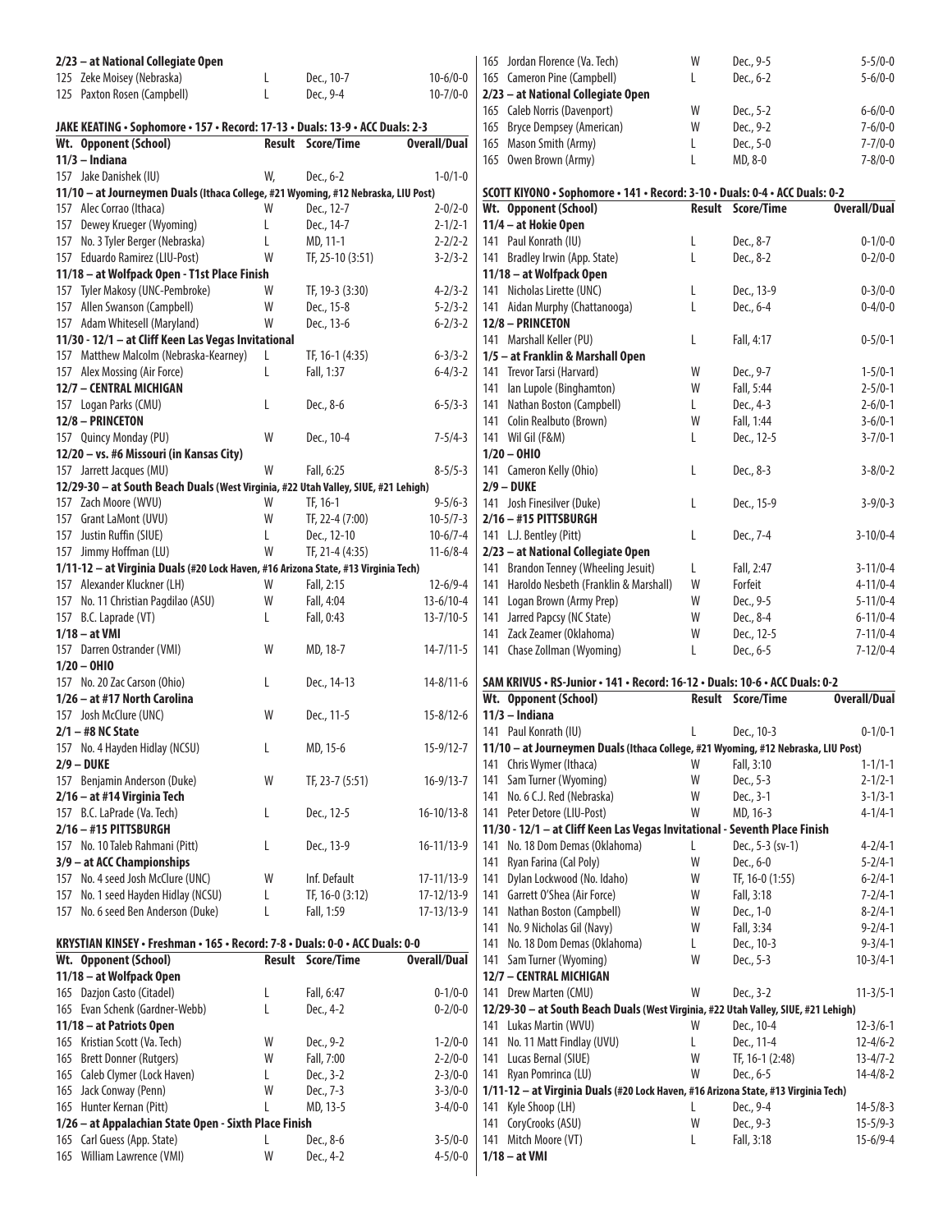| Wt. | Opponent (School) | Result | Score/Time | Overall/Dual |
|---|---|---|---|---|
| **2/23 – at National Collegiate Open** | | | | |
| 125 | Zeke Moisey (Nebraska) | L | Dec., 10-7 | 10-6/0-0 |
| 125 | Paxton Rosen (Campbell) | L | Dec., 9-4 | 10-7/0-0 |

**JAKE KEATING • Sophomore • 157 • Record: 17-13 • Duals: 13-9 • ACC Duals: 2-3**

| Wt. | Opponent (School) | Result | Score/Time | Overall/Dual |
|---|---|---|---|---|
| **11/3 – Indiana** | | | | |
| 157 | Jake Danishek (IU) | W, | Dec., 6-2 | 1-0/1-0 |
| **11/10 – at Journeymen Duals (Ithaca College, #21 Wyoming, #12 Nebraska, LIU Post)** | | | | |
| 157 | Alec Corrao (Ithaca) | W | Dec., 12-7 | 2-0/2-0 |
| 157 | Dewey Krueger (Wyoming) | L | Dec., 14-7 | 2-1/2-1 |
| 157 | No. 3 Tyler Berger (Nebraska) | L | MD, 11-1 | 2-2/2-2 |
| 157 | Eduardo Ramirez (LIU-Post) | W | TF, 25-10 (3:51) | 3-2/3-2 |
| **11/18 – at Wolfpack Open - T1st Place Finish** | | | | |
| 157 | Tyler Makosy (UNC-Pembroke) | W | TF, 19-3 (3:30) | 4-2/3-2 |
| 157 | Allen Swanson (Campbell) | W | Dec., 15-8 | 5-2/3-2 |
| 157 | Adam Whitesell (Maryland) | W | Dec., 13-6 | 6-2/3-2 |
| **11/30 - 12/1 – at Cliff Keen Las Vegas Invitational** | | | | |
| 157 | Matthew Malcolm (Nebraska-Kearney) | L | TF, 16-1 (4:35) | 6-3/3-2 |
| 157 | Alex Mossing (Air Force) | L | Fall, 1:37 | 6-4/3-2 |
| **12/7 – CENTRAL MICHIGAN** | | | | |
| 157 | Logan Parks (CMU) | L | Dec., 8-6 | 6-5/3-3 |
| **12/8 – PRINCETON** | | | | |
| 157 | Quincy Monday (PU) | W | Dec., 10-4 | 7-5/4-3 |
| **12/20 – vs. #6 Missouri (in Kansas City)** | | | | |
| 157 | Jarrett Jacques (MU) | W | Fall, 6:25 | 8-5/5-3 |
| **12/29-30 – at South Beach Duals (West Virginia, #22 Utah Valley, SIUE, #21 Lehigh)** | | | | |
| 157 | Zach Moore (WVU) | W | TF, 16-1 | 9-5/6-3 |
| 157 | Grant LaMont (UVU) | W | TF, 22-4 (7:00) | 10-5/7-3 |
| 157 | Justin Ruffin (SIUE) | L | Dec., 12-10 | 10-6/7-4 |
| 157 | Jimmy Hoffman (LU) | W | TF, 21-4 (4:35) | 11-6/8-4 |
| **1/11-12 – at Virginia Duals (#20 Lock Haven, #16 Arizona State, #13 Virginia Tech)** | | | | |
| 157 | Alexander Kluckner (LH) | W | Fall, 2:15 | 12-6/9-4 |
| 157 | No. 11 Christian Pagdilao (ASU) | W | Fall, 4:04 | 13-6/10-4 |
| 157 | B.C. Laprade (VT) | L | Fall, 0:43 | 13-7/10-5 |
| **1/18 – at VMI** | | | | |
| 157 | Darren Ostrander (VMI) | W | MD, 18-7 | 14-7/11-5 |
| **1/20 – OHIO** | | | | |
| 157 | No. 20 Zac Carson (Ohio) | L | Dec., 14-13 | 14-8/11-6 |
| **1/26 – at #17 North Carolina** | | | | |
| 157 | Josh McClure (UNC) | W | Dec., 11-5 | 15-8/12-6 |
| **2/1 – #8 NC State** | | | | |
| 157 | No. 4 Hayden Hidlay (NCSU) | L | MD, 15-6 | 15-9/12-7 |
| **2/9 – DUKE** | | | | |
| 157 | Benjamin Anderson (Duke) | W | TF, 23-7 (5:51) | 16-9/13-7 |
| **2/16 – at #14 Virginia Tech** | | | | |
| 157 | B.C. LaPrade (Va. Tech) | L | Dec., 12-5 | 16-10/13-8 |
| **2/16 – #15 PITTSBURGH** | | | | |
| 157 | No. 10 Taleb Rahmani (Pitt) | L | Dec., 13-9 | 16-11/13-9 |
| **3/9 – at ACC Championships** | | | | |
| 157 | No. 4 seed Josh McClure (UNC) | W | Inf. Default | 17-11/13-9 |
| 157 | No. 1 seed Hayden Hidlay (NCSU) | L | TF, 16-0 (3:12) | 17-12/13-9 |
| 157 | No. 6 seed Ben Anderson (Duke) | L | Fall, 1:59 | 17-13/13-9 |

**KRYSTIAN KINSEY • Freshman • 165 • Record: 7-8 • Duals: 0-0 • ACC Duals: 0-0**

| Wt. | Opponent (School) | Result | Score/Time | Overall/Dual |
|---|---|---|---|---|
| **11/18 – at Wolfpack Open** | | | | |
| 165 | Dazjon Casto (Citadel) | L | Fall, 6:47 | 0-1/0-0 |
| 165 | Evan Schenk (Gardner-Webb) | L | Dec., 4-2 | 0-2/0-0 |
| **11/18 – at Patriots Open** | | | | |
| 165 | Kristian Scott (Va. Tech) | W | Dec., 9-2 | 1-2/0-0 |
| 165 | Brett Donner (Rutgers) | W | Fall, 7:00 | 2-2/0-0 |
| 165 | Caleb Clymer (Lock Haven) | L | Dec., 3-2 | 2-3/0-0 |
| 165 | Jack Conway (Penn) | W | Dec., 7-3 | 3-3/0-0 |
| 165 | Hunter Kernan (Pitt) | L | MD, 13-5 | 3-4/0-0 |
| **1/26 – at Appalachian State Open - Sixth Place Finish** | | | | |
| 165 | Carl Guess (App. State) | L | Dec., 8-6 | 3-5/0-0 |
| 165 | William Lawrence (VMI) | W | Dec., 4-2 | 4-5/0-0 |
| 165 | Jordan Florence (Va. Tech) | W | Dec., 9-5 | 5-5/0-0 |
| 165 | Cameron Pine (Campbell) | L | Dec., 6-2 | 5-6/0-0 |
| **2/23 – at National Collegiate Open** | | | | |
| 165 | Caleb Norris (Davenport) | W | Dec., 5-2 | 6-6/0-0 |
| 165 | Bryce Dempsey (American) | W | Dec., 9-2 | 7-6/0-0 |
| 165 | Mason Smith (Army) | L | Dec., 5-0 | 7-7/0-0 |
| 165 | Owen Brown (Army) | L | MD, 8-0 | 7-8/0-0 |

**SCOTT KIYONO • Sophomore • 141 • Record: 3-10 • Duals: 0-4 • ACC Duals: 0-2**

| Wt. | Opponent (School) | Result | Score/Time | Overall/Dual |
|---|---|---|---|---|
| **11/4 – at Hokie Open** | | | | |
| 141 | Paul Konrath (IU) | L | Dec., 8-7 | 0-1/0-0 |
| 141 | Bradley Irwin (App. State) | L | Dec., 8-2 | 0-2/0-0 |
| **11/18 – at Wolfpack Open** | | | | |
| 141 | Nicholas Lirette (UNC) | L | Dec., 13-9 | 0-3/0-0 |
| 141 | Aidan Murphy (Chattanooga) | L | Dec., 6-4 | 0-4/0-0 |
| **12/8 – PRINCETON** | | | | |
| 141 | Marshall Keller (PU) | L | Fall, 4:17 | 0-5/0-1 |
| **1/5 – at Franklin & Marshall Open** | | | | |
| 141 | Trevor Tarsi (Harvard) | W | Dec., 9-7 | 1-5/0-1 |
| 141 | Ian Lupole (Binghamton) | W | Fall, 5:44 | 2-5/0-1 |
| 141 | Nathan Boston (Campbell) | L | Dec., 4-3 | 2-6/0-1 |
| 141 | Colin Realbuto (Brown) | W | Fall, 1:44 | 3-6/0-1 |
| 141 | Wil Gil (F&M) | L | Dec., 12-5 | 3-7/0-1 |
| **1/20 – OHIO** | | | | |
| 141 | Cameron Kelly (Ohio) | L | Dec., 8-3 | 3-8/0-2 |
| **2/9 – DUKE** | | | | |
| 141 | Josh Finesilver (Duke) | L | Dec., 15-9 | 3-9/0-3 |
| **2/16 – #15 PITTSBURGH** | | | | |
| 141 | L.J. Bentley (Pitt) | L | Dec., 7-4 | 3-10/0-4 |
| **2/23 – at National Collegiate Open** | | | | |
| 141 | Brandon Tenney (Wheeling Jesuit) | L | Fall, 2:47 | 3-11/0-4 |
| 141 | Haroldo Nesbeth (Franklin & Marshall) | W | Forfeit | 4-11/0-4 |
| 141 | Logan Brown (Army Prep) | W | Dec., 9-5 | 5-11/0-4 |
| 141 | Jarred Papcsy (NC State) | W | Dec., 8-4 | 6-11/0-4 |
| 141 | Zack Zeamer (Oklahoma) | W | Dec., 12-5 | 7-11/0-4 |
| 141 | Chase Zollman (Wyoming) | L | Dec., 6-5 | 7-12/0-4 |

**SAM KRIVUS • RS-Junior • 141 • Record: 16-12 • Duals: 10-6 • ACC Duals: 0-2**

| Wt. | Opponent (School) | Result | Score/Time | Overall/Dual |
|---|---|---|---|---|
| **11/3 – Indiana** | | | | |
| 141 | Paul Konrath (IU) | L | Dec., 10-3 | 0-1/0-1 |
| **11/10 – at Journeymen Duals (Ithaca College, #21 Wyoming, #12 Nebraska, LIU Post)** | | | | |
| 141 | Chris Wymer (Ithaca) | W | Fall, 3:10 | 1-1/1-1 |
| 141 | Sam Turner (Wyoming) | W | Dec., 5-3 | 2-1/2-1 |
| 141 | No. 6 C.J. Red (Nebraska) | W | Dec., 3-1 | 3-1/3-1 |
| 141 | Peter Detore (LIU-Post) | W | MD, 16-3 | 4-1/4-1 |
| **11/30 - 12/1 – at Cliff Keen Las Vegas Invitational - Seventh Place Finish** | | | | |
| 141 | No. 18 Dom Demas (Oklahoma) | L | Dec., 5-3 (sv-1) | 4-2/4-1 |
| 141 | Ryan Farina (Cal Poly) | W | Dec., 6-0 | 5-2/4-1 |
| 141 | Dylan Lockwood (No. Idaho) | W | TF, 16-0 (1:55) | 6-2/4-1 |
| 141 | Garrett O'Shea (Air Force) | W | Fall, 3:18 | 7-2/4-1 |
| 141 | Nathan Boston (Campbell) | W | Dec., 1-0 | 8-2/4-1 |
| 141 | No. 9 Nicholas Gil (Navy) | W | Fall, 3:34 | 9-2/4-1 |
| 141 | No. 18 Dom Demas (Oklahoma) | L | Dec., 10-3 | 9-3/4-1 |
| 141 | Sam Turner (Wyoming) | W | Dec., 5-3 | 10-3/4-1 |
| **12/7 – CENTRAL MICHIGAN** | | | | |
| 141 | Drew Marten (CMU) | W | Dec., 3-2 | 11-3/5-1 |
| **12/29-30 – at South Beach Duals (West Virginia, #22 Utah Valley, SIUE, #21 Lehigh)** | | | | |
| 141 | Lukas Martin (WVU) | W | Dec., 10-4 | 12-3/6-1 |
| 141 | No. 11 Matt Findlay (UVU) | L | Dec., 11-4 | 12-4/6-2 |
| 141 | Lucas Bernal (SIUE) | W | TF, 16-1 (2:48) | 13-4/7-2 |
| 141 | Ryan Pomrinca (LU) | W | Dec., 6-5 | 14-4/8-2 |
| **1/11-12 – at Virginia Duals (#20 Lock Haven, #16 Arizona State, #13 Virginia Tech)** | | | | |
| 141 | Kyle Shoop (LH) | L | Dec., 9-4 | 14-5/8-3 |
| 141 | CoryCrooks (ASU) | W | Dec., 9-3 | 15-5/9-3 |
| 141 | Mitch Moore (VT) | L | Fall, 3:18 | 15-6/9-4 |
| **1/18 – at VMI** | | | | |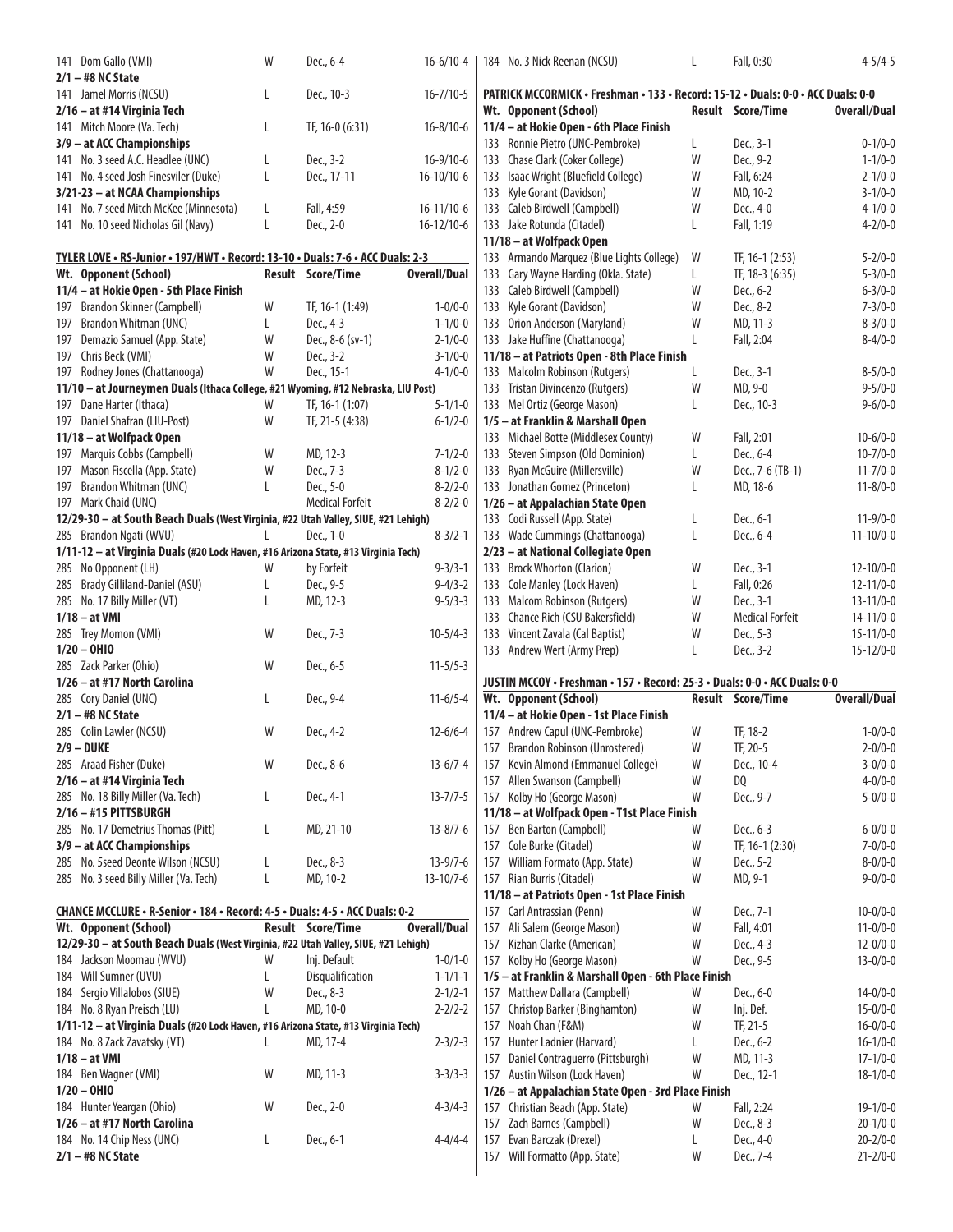| Wt. | Opponent (School) | Result | Score/Time | Overall/Dual |
|---|---|---|---|---|
| 141 | Dom Gallo (VMI) | W | Dec., 6-4 | 16-6/10-4 |
| **2/1 – #8 NC State** | | | | |
| 141 | Jamel Morris (NCSU) | L | Dec., 10-3 | 16-7/10-5 |
| **2/16 – at #14 Virginia Tech** | | | | |
| 141 | Mitch Moore (Va. Tech) | L | TF, 16-0 (6:31) | 16-8/10-6 |
| **3/9 – at ACC Championships** | | | | |
| 141 | No. 3 seed A.C. Headlee (UNC) | L | Dec., 3-2 | 16-9/10-6 |
| 141 | No. 4 seed Josh Finesviler (Duke) | L | Dec., 17-11 | 16-10/10-6 |
| **3/21-23 – at NCAA Championships** | | | | |
| 141 | No. 7 seed Mitch McKee (Minnesota) | L | Fall, 4:59 | 16-11/10-6 |
| 141 | No. 10 seed Nicholas Gil (Navy) | L | Dec., 2-0 | 16-12/10-6 |

**TYLER LOVE • RS-Junior • 197/HWT • Record: 13-10 • Duals: 7-6 • ACC Duals: 2-3**

| Wt. | Opponent (School) | Result | Score/Time | Overall/Dual |
|---|---|---|---|---|
| **11/4 – at Hokie Open - 5th Place Finish** | | | | |
| 197 | Brandon Skinner (Campbell) | W | TF, 16-1 (1:49) | 1-0/0-0 |
| 197 | Brandon Whitman (UNC) | L | Dec., 4-3 | 1-1/0-0 |
| 197 | Demazio Samuel (App. State) | W | Dec., 8-6 (sv-1) | 2-1/0-0 |
| 197 | Chris Beck (VMI) | W | Dec., 3-2 | 3-1/0-0 |
| 197 | Rodney Jones (Chattanooga) | W | Dec., 15-1 | 4-1/0-0 |
| **11/10 – at Journeymen Duals (Ithaca College, #21 Wyoming, #12 Nebraska, LIU Post)** | | | | |
| 197 | Dane Harter (Ithaca) | W | TF, 16-1 (1:07) | 5-1/1-0 |
| 197 | Daniel Shafran (LIU-Post) | W | TF, 21-5 (4:38) | 6-1/2-0 |
| **11/18 – at Wolfpack Open** | | | | |
| 197 | Marquis Cobbs (Campbell) | W | MD, 12-3 | 7-1/2-0 |
| 197 | Mason Fiscella (App. State) | W | Dec., 7-3 | 8-1/2-0 |
| 197 | Brandon Whitman (UNC) | L | Dec., 5-0 | 8-2/2-0 |
| 197 | Mark Chaid (UNC) | | Medical Forfeit | 8-2/2-0 |
| **12/29-30 – at South Beach Duals (West Virginia, #22 Utah Valley, SIUE, #21 Lehigh)** | | | | |
| 285 | Brandon Ngatis (WVU) | L | Dec., 1-0 | 8-3/2-1 |
| **1/11-12 – at Virginia Duals (#20 Lock Haven, #16 Arizona State, #13 Virginia Tech)** | | | | |
| 285 | No Opponent (LH) | W | by Forfeit | 9-3/3-1 |
| 285 | Brady Gilliland-Daniel (ASU) | L | Dec., 9-5 | 9-4/3-2 |
| 285 | No. 17 Billy Miller (VT) | L | MD, 12-3 | 9-5/3-3 |
| **1/18 – at VMI** | | | | |
| 285 | Trey Momon (VMI) | W | Dec., 7-3 | 10-5/4-3 |
| **1/20 – OHIO** | | | | |
| 285 | Zack Parker (Ohio) | W | Dec., 6-5 | 11-5/5-3 |
| **1/26 – at #17 North Carolina** | | | | |
| 285 | Cory Daniel (UNC) | L | Dec., 9-4 | 11-6/5-4 |
| **2/1 – #8 NC State** | | | | |
| 285 | Colin Lawler (NCSU) | W | Dec., 4-2 | 12-6/6-4 |
| **2/9 – DUKE** | | | | |
| 285 | Araad Fisher (Duke) | W | Dec., 8-6 | 13-6/7-4 |
| **2/16 – at #14 Virginia Tech** | | | | |
| 285 | No. 18 Billy Miller (Va. Tech) | L | Dec., 4-1 | 13-7/7-5 |
| **2/16 – #15 PITTSBURGH** | | | | |
| 285 | No. 17 Demetrius Thomas (Pitt) | L | MD, 21-10 | 13-8/7-6 |
| **3/9 – at ACC Championships** | | | | |
| 285 | No. 5seed Deonte Wilson (NCSU) | L | Dec., 8-3 | 13-9/7-6 |
| 285 | No. 3 seed Billy Miller (Va. Tech) | L | MD, 10-2 | 13-10/7-6 |

**CHANCE MCCLURE • R-Senior • 184 • Record: 4-5 • Duals: 4-5 • ACC Duals: 0-2**

| Wt. | Opponent (School) | Result | Score/Time | Overall/Dual |
|---|---|---|---|---|
| **12/29-30 – at South Beach Duals (West Virginia, #22 Utah Valley, SIUE, #21 Lehigh)** | | | | |
| 184 | Jackson Moomau (WVU) | W | Inj. Default | 1-0/1-0 |
| 184 | Will Sumner (UVU) | L | Disqualification | 1-1/1-1 |
| 184 | Sergio Villalobos (SIUE) | W | Dec., 8-3 | 2-1/2-1 |
| 184 | No. 8 Ryan Preisch (LU) | L | MD, 10-0 | 2-2/2-2 |
| **1/11-12 – at Virginia Duals (#20 Lock Haven, #16 Arizona State, #13 Virginia Tech)** | | | | |
| 184 | No. 8 Zack Zavatsky (VT) | L | MD, 17-4 | 2-3/2-3 |
| **1/18 – at VMI** | | | | |
| 184 | Ben Wagner (VMI) | W | MD, 11-3 | 3-3/3-3 |
| **1/20 – OHIO** | | | | |
| 184 | Hunter Yeargan (Ohio) | W | Dec., 2-0 | 4-3/4-3 |
| **1/26 – at #17 North Carolina** | | | | |
| 184 | No. 14 Chip Ness (UNC) | L | Dec., 6-1 | 4-4/4-4 |
| **2/1 – #8 NC State** | | | | |
| 184 | No. 3 Nick Reenan (NCSU) | L | Fall, 0:30 | 4-5/4-5 |

**PATRICK MCCORMICK • Freshman • 133 • Record: 15-12 • Duals: 0-0 • ACC Duals: 0-0**

| Wt. | Opponent (School) | Result | Score/Time | Overall/Dual |
|---|---|---|---|---|
| **11/4 – at Hokie Open - 6th Place Finish** | | | | |
| 133 | Ronnie Pietro (UNC-Pembroke) | L | Dec., 3-1 | 0-1/0-0 |
| 133 | Chase Clark (Coker College) | W | Dec., 9-2 | 1-1/0-0 |
| 133 | Isaac Wright (Bluefield College) | W | Fall, 6:24 | 2-1/0-0 |
| 133 | Kyle Gorant (Davidson) | W | MD, 10-2 | 3-1/0-0 |
| 133 | Caleb Birdwell (Campbell) | W | Dec., 4-0 | 4-1/0-0 |
| 133 | Jake Rotunda (Citadel) | L | Fall, 1:19 | 4-2/0-0 |
| **11/18 – at Wolfpack Open** | | | | |
| 133 | Armando Marquez (Blue Lights College) | W | TF, 16-1 (2:53) | 5-2/0-0 |
| 133 | Gary Wayne Harding (Okla. State) | L | TF, 18-3 (6:35) | 5-3/0-0 |
| 133 | Caleb Birdwell (Campbell) | W | Dec., 6-2 | 6-3/0-0 |
| 133 | Kyle Gorant (Davidson) | W | Dec., 8-2 | 7-3/0-0 |
| 133 | Orion Anderson (Maryland) | W | MD, 11-3 | 8-3/0-0 |
| 133 | Jake Huffine (Chattanooga) | L | Fall, 2:04 | 8-4/0-0 |
| **11/18 – at Patriots Open - 8th Place Finish** | | | | |
| 133 | Malcom Robinson (Rutgers) | L | Dec., 3-1 | 8-5/0-0 |
| 133 | Tristan Divincenzo (Rutgers) | W | MD, 9-0 | 9-5/0-0 |
| 133 | Mel Ortiz (George Mason) | L | Dec., 10-3 | 9-6/0-0 |
| **1/5 – at Franklin & Marshall Open** | | | | |
| 133 | Michael Botte (Middlesex County) | W | Fall, 2:01 | 10-6/0-0 |
| 133 | Steven Simpson (Old Dominion) | L | Dec., 6-4 | 10-7/0-0 |
| 133 | Ryan McGuire (Millersville) | W | Dec., 7-6 (TB-1) | 11-7/0-0 |
| 133 | Jonathan Gomez (Princeton) | L | MD, 18-6 | 11-8/0-0 |
| **1/26 – at Appalachian State Open** | | | | |
| 133 | Codi Russell (App. State) | L | Dec., 6-1 | 11-9/0-0 |
| 133 | Wade Cummings (Chattanooga) | L | Dec., 6-4 | 11-10/0-0 |
| **2/23 – at National Collegiate Open** | | | | |
| 133 | Brock Whorton (Clarion) | W | Dec., 3-1 | 12-10/0-0 |
| 133 | Cole Manley (Lock Haven) | L | Fall, 0:26 | 12-11/0-0 |
| 133 | Malcom Robinson (Rutgers) | W | Dec., 3-1 | 13-11/0-0 |
| 133 | Chance Rich (CSU Bakersfield) | W | Medical Forfeit | 14-11/0-0 |
| 133 | Vincent Zavala (Cal Baptist) | W | Dec., 5-3 | 15-11/0-0 |
| 133 | Andrew Wert (Army Prep) | L | Dec., 3-2 | 15-12/0-0 |

**JUSTIN MCCOY • Freshman • 157 • Record: 25-3 • Duals: 0-0 • ACC Duals: 0-0**

| Wt. | Opponent (School) | Result | Score/Time | Overall/Dual |
|---|---|---|---|---|
| **11/4 – at Hokie Open - 1st Place Finish** | | | | |
| 157 | Andrew Capul (UNC-Pembroke) | W | TF, 18-2 | 1-0/0-0 |
| 157 | Brandon Robinson (Unrostered) | W | TF, 20-5 | 2-0/0-0 |
| 157 | Kevin Almond (Emmanuel College) | W | Dec., 10-4 | 3-0/0-0 |
| 157 | Allen Swanson (Campbell) | W | DQ | 4-0/0-0 |
| 157 | Kolby Ho (George Mason) | W | Dec., 9-7 | 5-0/0-0 |
| **11/18 – at Wolfpack Open - T1st Place Finish** | | | | |
| 157 | Ben Barton (Campbell) | W | Dec., 6-3 | 6-0/0-0 |
| 157 | Cole Burke (Citadel) | W | TF, 16-1 (2:30) | 7-0/0-0 |
| 157 | William Formato (App. State) | W | Dec., 5-2 | 8-0/0-0 |
| 157 | Rian Burris (Citadel) | W | MD, 9-1 | 9-0/0-0 |
| **11/18 – at Patriots Open - 1st Place Finish** | | | | |
| 157 | Carl Antrassian (Penn) | W | Dec., 7-1 | 10-0/0-0 |
| 157 | Ali Salem (George Mason) | W | Fall, 4:01 | 11-0/0-0 |
| 157 | Kizhan Clarke (American) | W | Dec., 4-3 | 12-0/0-0 |
| 157 | Kolby Ho (George Mason) | W | Dec., 9-5 | 13-0/0-0 |
| **1/5 – at Franklin & Marshall Open - 6th Place Finish** | | | | |
| 157 | Matthew Dallara (Campbell) | W | Dec., 6-0 | 14-0/0-0 |
| 157 | Christop Barker (Binghamton) | W | Inj. Def. | 15-0/0-0 |
| 157 | Noah Chan (F&M) | W | TF, 21-5 | 16-0/0-0 |
| 157 | Hunter Ladnier (Harvard) | L | Dec., 6-2 | 16-1/0-0 |
| 157 | Daniel Contraguerro (Pittsburgh) | W | MD, 11-3 | 17-1/0-0 |
| 157 | Austin Wilson (Lock Haven) | W | Dec., 12-1 | 18-1/0-0 |
| **1/26 – at Appalachian State Open - 3rd Place Finish** | | | | |
| 157 | Christian Beach (App. State) | W | Fall, 2:24 | 19-1/0-0 |
| 157 | Zach Barnes (Campbell) | W | Dec., 8-3 | 20-1/0-0 |
| 157 | Evan Barczak (Drexel) | L | Dec., 4-0 | 20-2/0-0 |
| 157 | Will Formatto (App. State) | W | Dec., 7-4 | 21-2/0-0 |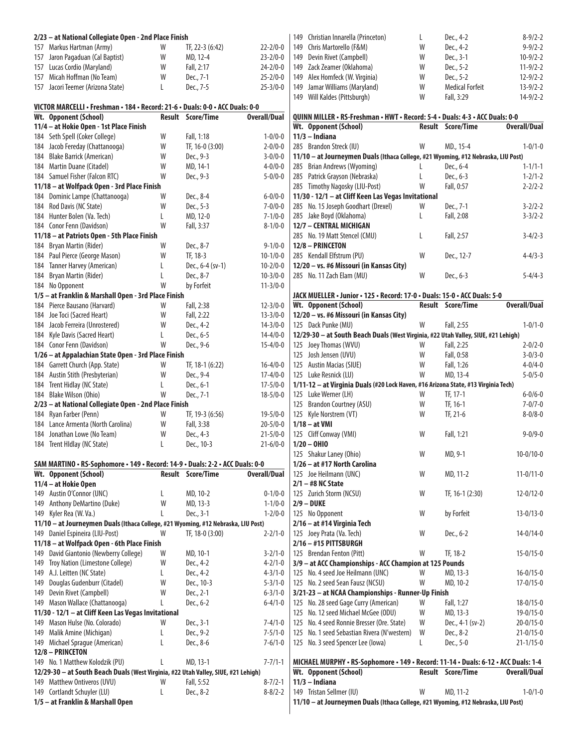**2/23 – at National Collegiate Open - 2nd Place Finish**

| Wt. | Opponent (School) | Result | Score/Time | Overall/Dual |
|---|---|---|---|---|
| 157 | Markus Hartman (Army) | W | TF, 22-3 (6:42) | 22-2/0-0 |
| 157 | Jaron Pagaduan (Cal Baptist) | W | MD, 12-4 | 23-2/0-0 |
| 157 | Lucas Cordio (Maryland) | W | Fall, 2:17 | 24-2/0-0 |
| 157 | Micah Hoffman (No Team) | W | Dec., 7-1 | 25-2/0-0 |
| 157 | Jacori Teemer (Arizona State) | L | Dec., 7-5 | 25-3/0-0 |

**VICTOR MARCELLI • Freshman • 184 • Record: 21-6 • Duals: 0-0 • ACC Duals: 0-0**

| Wt. | Opponent (School) | Result | Score/Time | Overall/Dual |
|---|---|---|---|---|
| **11/4 – at Hokie Open - 1st Place Finish** | | | | |
| 184 | Seth Spell (Coker College) | W | Fall, 1:18 | 1-0/0-0 |
| 184 | Jacob Fereday (Chattanooga) | W | TF, 16-0 (3:00) | 2-0/0-0 |
| 184 | Blake Barrick (American) | W | Dec., 9-3 | 3-0/0-0 |
| 184 | Martin Duane (Citadel) | W | MD, 14-1 | 4-0/0-0 |
| 184 | Samuel Fisher (Falcon RTC) | W | Dec., 9-3 | 5-0/0-0 |
| **11/18 – at Wolfpack Open - 3rd Place Finish** | | | | |
| 184 | Dominic Lampe (Chattanooga) | W | Dec., 8-4 | 6-0/0-0 |
| 184 | Rod Davis (NC State) | W | Dec., 5-3 | 7-0/0-0 |
| 184 | Hunter Bolen (Va. Tech) | L | MD, 12-0 | 7-1/0-0 |
| 184 | Conor Fenn (Davidson) | W | Fall, 3:37 | 8-1/0-0 |
| **11/18 – at Patriots Open - 5th Place Finish** | | | | |
| 184 | Bryan Martin (Rider) | W | Dec., 8-7 | 9-1/0-0 |
| 184 | Paul Pierce (George Mason) | W | TF, 18-3 | 10-1/0-0 |
| 184 | Tanner Harvey (American) | L | Dec., 6-4 (sv-1) | 10-2/0-0 |
| 184 | Bryan Martin (Rider) | L | Dec., 8-7 | 10-3/0-0 |
| 184 | No Opponent | W | by Forfeit | 11-3/0-0 |
| **1/5 – at Franklin & Marshall Open - 3rd Place Finish** | | | | |
| 184 | Pierce Bausano (Harvard) | W | Fall, 2:38 | 12-3/0-0 |
| 184 | Joe Toci (Sacred Heart) | W | Fall, 2:22 | 13-3/0-0 |
| 184 | Jacob Ferreira (Unrostered) | W | Dec., 4-2 | 14-3/0-0 |
| 184 | Kyle Davis (Sacred Heart) | L | Dec., 6-5 | 14-4/0-0 |
| 184 | Conor Fenn (Davidson) | W | Dec., 9-6 | 15-4/0-0 |
| **1/26 – at Appalachian State Open - 3rd Place Finish** | | | | |
| 184 | Garrett Church (App. State) | W | TF, 18-1 (6:22) | 16-4/0-0 |
| 184 | Austin Stith (Presbyterian) | W | Dec., 9-4 | 17-4/0-0 |
| 184 | Trent Hidlay (NC State) | L | Dec., 6-1 | 17-5/0-0 |
| 184 | Blake Wilson (Ohio) | W | Dec., 7-1 | 18-5/0-0 |
| **2/23 – at National Collegiate Open - 2nd Place Finish** | | | | |
| 184 | Ryan Farber (Penn) | W | TF, 19-3 (6:56) | 19-5/0-0 |
| 184 | Lance Armenta (North Carolina) | W | Fall, 3:38 | 20-5/0-0 |
| 184 | Jonathan Lowe (No Team) | W | Dec., 4-3 | 21-5/0-0 |
| 184 | Trent HIdlay (NC State) | L | Dec., 10-3 | 21-6/0-0 |

**SAM MARTINO • RS-Sophomore • 149 • Record: 14-9 • Duals: 2-2 • ACC Duals: 0-0**

| Wt. | Opponent (School) | Result | Score/Time | Overall/Dual |
|---|---|---|---|---|
| **11/4 – at Hokie Open** | | | | |
| 149 | Austin O'Connor (UNC) | L | MD, 10-2 | 0-1/0-0 |
| 149 | Anthony DeMartino (Duke) | W | MD, 13-3 | 1-1/0-0 |
| 149 | Kyler Rea (W. Va.) | L | Dec., 3-1 | 1-2/0-0 |
| **11/10 – at Journeymen Duals (Ithaca College, #21 Wyoming, #12 Nebraska, LIU Post)** | | | | |
| 149 | Daniel Espineira (LIU-Post) | W | TF, 18-0 (3:00) | 2-2/1-0 |
| **11/18 – at Wolfpack Open - 6th Place Finish** | | | | |
| 149 | David Giantonio (Newberry College) | W | MD, 10-1 | 3-2/1-0 |
| 149 | Troy Nation (Limestone College) | W | Dec., 4-2 | 4-2/1-0 |
| 149 | A.J. Leitten (NC State) | L | Dec., 4-2 | 4-3/1-0 |
| 149 | Douglas Gudenburr (Citadel) | W | Dec., 10-3 | 5-3/1-0 |
| 149 | Devin Rivet (Campbell) | W | Dec., 2-1 | 6-3/1-0 |
| 149 | Mason Wallace (Chattanooga) | L | Dec., 6-2 | 6-4/1-0 |
| **11/30 - 12/1 – at Cliff Keen Las Vegas Invitational** | | | | |
| 149 | Mason Hulse (No. Colorado) | W | Dec., 3-1 | 7-4/1-0 |
| 149 | Malik Amine (Michigan) | L | Dec., 9-2 | 7-5/1-0 |
| 149 | Michael Sprague (American) | L | Dec., 8-6 | 7-6/1-0 |
| **12/8 – PRINCETON** | | | | |
| 149 | No. 1 Matthew Kolodzik (PU) | L | MD, 13-1 | 7-7/1-1 |
| **12/29-30 – at South Beach Duals (West Virginia, #22 Utah Valley, SIUE, #21 Lehigh)** | | | | |
| 149 | Matthew Ontiveros (UVU) | W | Fall, 5:52 | 8-7/2-1 |
| 149 | Cortlandt Schuyler (LU) | L | Dec., 8-2 | 8-8/2-2 |
| **1/5 – at Franklin & Marshall Open** | | | | |
| 149 | Christian Innarella (Princeton) | L | Dec., 4-2 | 8-9/2-2 |
| 149 | Chris Martorello (F&M) | W | Dec., 4-2 | 9-9/2-2 |
| 149 | Devin Rivet (Campbell) | W | Dec., 3-1 | 10-9/2-2 |
| 149 | Zack Zeamer (Oklahoma) | W | Dec., 5-2 | 11-9/2-2 |
| 149 | Alex Homfeck (W. Virginia) | W | Dec., 5-2 | 12-9/2-2 |
| 149 | Jamar Williams (Maryland) | W | Medical Forfeit | 13-9/2-2 |
| 149 | Will Kaldes (Pittsburgh) | W | Fall, 3:29 | 14-9/2-2 |

**QUINN MILLER • RS-Freshman • HWT • Record: 5-4 • Duals: 4-3 • ACC Duals: 0-0**

| Wt. | Opponent (School) | Result | Score/Time | Overall/Dual |
|---|---|---|---|---|
| **11/3 – Indiana** | | | | |
| 285 | Brandon Streck (IU) | W | MD., 15-4 | 1-0/1-0 |
| **11/10 – at Journeymen Duals (Ithaca College, #21 Wyoming, #12 Nebraska, LIU Post)** | | | | |
| 285 | Brian Andrews (Wyoming) | L | Dec., 6-4 | 1-1/1-1 |
| 285 | Patrick Grayson (Nebraska) | L | Dec., 6-3 | 1-2/1-2 |
| 285 | Timothy Nagosky (LIU-Post) | W | Fall, 0:57 | 2-2/2-2 |
| **11/30 - 12/1 – at Cliff Keen Las Vegas Invitational** | | | | |
| 285 | No. 15 Joseph Goodhart (Drexel) | W | Dec., 7-1 | 3-2/2-2 |
| 285 | Jake Boyd (Oklahoma) | L | Fall, 2:08 | 3-3/2-2 |
| **12/7 – CENTRAL MICHIGAN** | | | | |
| 285 | No. 19 Matt Stencel (CMU) | L | Fall, 2:57 | 3-4/2-3 |
| **12/8 – PRINCETON** | | | | |
| 285 | Kendall Elfstrum (PU) | W | Dec., 12-7 | 4-4/3-3 |
| **12/20 – vs. #6 Missouri (in Kansas City)** | | | | |
| 285 | No. 11 Zach Elam (MU) | W | Dec., 6-3 | 5-4/4-3 |

**JACK MUELLER • Junior • 125 • Record: 17-0 • Duals: 15-0 • ACC Duals: 5-0**

| Wt. | Opponent (School) | Result | Score/Time | Overall/Dual |
|---|---|---|---|---|
| **12/20 – vs. #6 Missouri (in Kansas City)** | | | | |
| 125 | Dack Punke (MU) | W | Fall, 2:55 | 1-0/1-0 |
| **12/29-30 – at South Beach Duals (West Virginia, #22 Utah Valley, SIUE, #21 Lehigh)** | | | | |
| 125 | Joey Thomas (WVU) | W | Fall, 2:25 | 2-0/2-0 |
| 125 | Josh Jensen (UVU) | W | Fall, 0:58 | 3-0/3-0 |
| 125 | Austin Macias (SIUE) | W | Fall, 1:26 | 4-0/4-0 |
| 125 | Luke Resnick (LU) | W | MD, 13-4 | 5-0/5-0 |
| **1/11-12 – at Virginia Duals (#20 Lock Haven, #16 Arizona State, #13 Virginia Tech)** | | | | |
| 125 | Luke Werner (LH) | W | TF, 17-1 | 6-0/6-0 |
| 125 | Brandon Courtney (ASU) | W | TF, 16-1 | 7-0/7-0 |
| 125 | Kyle Norstrem (VT) | W | TF, 21-6 | 8-0/8-0 |
| **1/18 – at VMI** | | | | |
| 125 | Cliff Conway (VMI) | W | Fall, 1:21 | 9-0/9-0 |
| **1/20 – OHIO** | | | | |
| 125 | Shakur Laney (Ohio) | W | MD, 9-1 | 10-0/10-0 |
| **1/26 – at #17 North Carolina** | | | | |
| 125 | Joe Heilmann (UNC) | W | MD, 11-2 | 11-0/11-0 |
| **2/1 – #8 NC State** | | | | |
| 125 | Zurich Storm (NCSU) | W | TF, 16-1 (2:30) | 12-0/12-0 |
| **2/9 – DUKE** | | | | |
| 125 | No Opponent | W | by Forfeit | 13-0/13-0 |
| **2/16 – at #14 Virginia Tech** | | | | |
| 125 | Joey Prata (Va. Tech) | W | Dec., 6-2 | 14-0/14-0 |
| **2/16 – #15 PITTSBURGH** | | | | |
| 125 | Brendan Fenton (Pitt) | W | TF, 18-2 | 15-0/15-0 |
| **3/9 – at ACC Championships - ACC Champion at 125 Pounds** | | | | |
| 125 | No. 4 seed Joe Heilmann (UNC) | W | MD, 13-3 | 16-0/15-0 |
| 125 | No. 2 seed Sean Fausz (NCSU) | W | MD, 10-2 | 17-0/15-0 |
| **3/21-23 – at NCAA Championships - Runner-Up Finish** | | | | |
| 125 | No. 28 seed Gage Curry (American) | W | Fall, 1:27 | 18-0/15-0 |
| 125 | No. 12 seed Michael McGee (ODU) | W | MD, 13-3 | 19-0/15-0 |
| 125 | No. 4 seed Ronnie Bresser (Ore. State) | W | Dec., 4-1 (sv-2) | 20-0/15-0 |
| 125 | No. 1 seed Sebastian Rivera (N'western) | W | Dec., 8-2 | 21-0/15-0 |
| 125 | No. 3 seed Spencer Lee (Iowa) | L | Dec., 5-0 | 21-1/15-0 |

**MICHAEL MURPHY • RS-Sophomore • 149 • Record: 11-14 • Duals: 6-12 • ACC Duals: 1-4**

| Wt. | Opponent (School) | Result | Score/Time | Overall/Dual |
|---|---|---|---|---|
| **11/3 – Indiana** | | | | |
| 149 | Tristan Sellmer (IU) | W | MD, 11-2 | 1-0/1-0 |
| **11/10 – at Journeymen Duals (Ithaca College, #21 Wyoming, #12 Nebraska, LIU Post)** | | | | |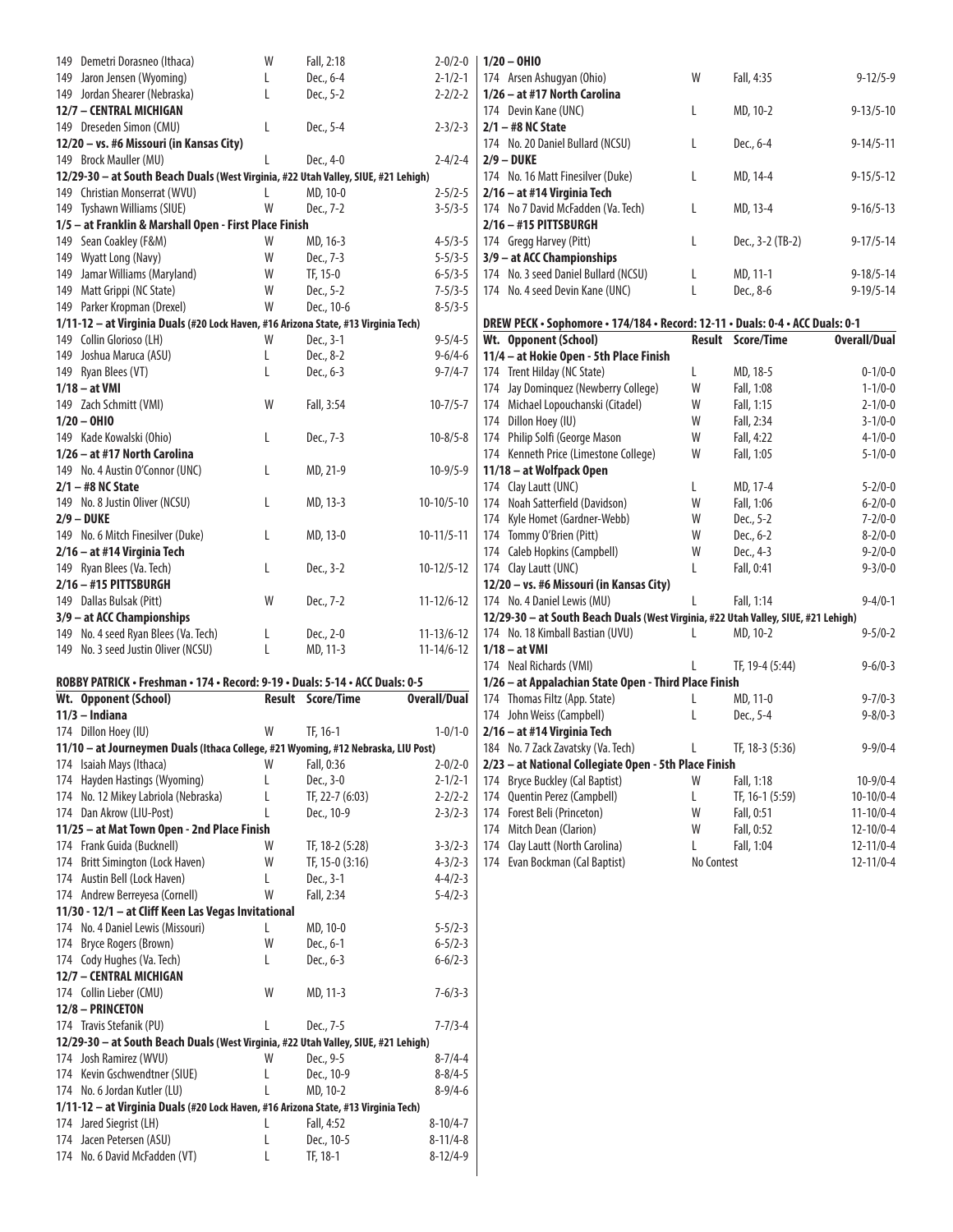| Wt. | Opponent (School) | Result | Score/Time | Overall/Dual |
|---|---|---|---|---|
| 149 | Demetri Dorasneo (Ithaca) | W | Fall, 2:18 | 2-0/2-0 |
| 149 | Jaron Jensen (Wyoming) | L | Dec., 6-4 | 2-1/2-1 |
| 149 | Jordan Shearer (Nebraska) | L | Dec., 5-2 | 2-2/2-2 |
| **12/7 – CENTRAL MICHIGAN** | | | | |
| 149 | Dreseden Simon (CMU) | L | Dec., 5-4 | 2-3/2-3 |
| **12/20 – vs. #6 Missouri (in Kansas City)** | | | | |
| 149 | Brock Mauller (MU) | L | Dec., 4-0 | 2-4/2-4 |
| **12/29-30 – at South Beach Duals (West Virginia, #22 Utah Valley, SIUE, #21 Lehigh)** | | | | |
| 149 | Christian Monserrat (WVU) | L | MD, 10-0 | 2-5/2-5 |
| 149 | Tyshawn Williams (SIUE) | W | Dec., 7-2 | 3-5/3-5 |
| **1/5 – at Franklin & Marshall Open - First Place Finish** | | | | |
| 149 | Sean Coakley (F&M) | W | MD, 16-3 | 4-5/3-5 |
| 149 | Wyatt Long (Navy) | W | Dec., 7-3 | 5-5/3-5 |
| 149 | Jamar Williams (Maryland) | W | TF, 15-0 | 6-5/3-5 |
| 149 | Matt Grippi (NC State) | W | Dec., 5-2 | 7-5/3-5 |
| 149 | Parker Kropman (Drexel) | W | Dec., 10-6 | 8-5/3-5 |
| **1/11-12 – at Virginia Duals (#20 Lock Haven, #16 Arizona State, #13 Virginia Tech)** | | | | |
| 149 | Collin Glorioso (LH) | W | Dec., 3-1 | 9-5/4-5 |
| 149 | Joshua Maruca (ASU) | L | Dec., 8-2 | 9-6/4-6 |
| 149 | Ryan Blees (VT) | L | Dec., 6-3 | 9-7/4-7 |
| **1/18 – at VMI** | | | | |
| 149 | Zach Schmitt (VMI) | W | Fall, 3:54 | 10-7/5-7 |
| **1/20 – OHIO** | | | | |
| 149 | Kade Kowalski (Ohio) | L | Dec., 7-3 | 10-8/5-8 |
| **1/26 – at #17 North Carolina** | | | | |
| 149 | No. 4 Austin O'Connor (UNC) | L | MD, 21-9 | 10-9/5-9 |
| **2/1 – #8 NC State** | | | | |
| 149 | No. 8 Justin Oliver (NCSU) | L | MD, 13-3 | 10-10/5-10 |
| **2/9 – DUKE** | | | | |
| 149 | No. 6 Mitch Finesilver (Duke) | L | MD, 13-0 | 10-11/5-11 |
| **2/16 – at #14 Virginia Tech** | | | | |
| 149 | Ryan Blees (Va. Tech) | L | Dec., 3-2 | 10-12/5-12 |
| **2/16 – #15 PITTSBURGH** | | | | |
| 149 | Dallas Bulsak (Pitt) | W | Dec., 7-2 | 11-12/6-12 |
| **3/9 – at ACC Championships** | | | | |
| 149 | No. 4 seed Ryan Blees (Va. Tech) | L | Dec., 2-0 | 11-13/6-12 |
| 149 | No. 3 seed Justin Oliver (NCSU) | L | MD, 11-3 | 11-14/6-12 |

**ROBBY PATRICK • Freshman • 174 • Record: 9-19 • Duals: 5-14 • ACC Duals: 0-5**

| Wt. | Opponent (School) | Result | Score/Time | Overall/Dual |
|---|---|---|---|---|
| **11/3 – Indiana** | | | | |
| 174 | Dillon Hoey (IU) | W | TF, 16-1 | 1-0/1-0 |
| **11/10 – at Journeymen Duals (Ithaca College, #21 Wyoming, #12 Nebraska, LIU Post)** | | | | |
| 174 | Isaiah Mays (Ithaca) | W | Fall, 0:36 | 2-0/2-0 |
| 174 | Hayden Hastings (Wyoming) | L | Dec., 3-0 | 2-1/2-1 |
| 174 | No. 12 Mikey Labriola (Nebraska) | L | TF, 22-7 (6:03) | 2-2/2-2 |
| 174 | Dan Akrow (LIU-Post) | L | Dec., 10-9 | 2-3/2-3 |
| **11/25 – at Mat Town Open - 2nd Place Finish** | | | | |
| 174 | Frank Guida (Bucknell) | W | TF, 18-2 (5:28) | 3-3/2-3 |
| 174 | Britt Simington (Lock Haven) | W | TF, 15-0 (3:16) | 4-3/2-3 |
| 174 | Austin Bell (Lock Haven) | L | Dec., 3-1 | 4-4/2-3 |
| 174 | Andrew Berreyesa (Cornell) | W | Fall, 2:34 | 5-4/2-3 |
| **11/30 - 12/1 – at Cliff Keen Las Vegas Invitational** | | | | |
| 174 | No. 4 Daniel Lewis (Missouri) | L | MD, 10-0 | 5-5/2-3 |
| 174 | Bryce Rogers (Brown) | W | Dec., 6-1 | 6-5/2-3 |
| 174 | Cody Hughes (Va. Tech) | L | Dec., 6-3 | 6-6/2-3 |
| **12/7 – CENTRAL MICHIGAN** | | | | |
| 174 | Collin Lieber (CMU) | W | MD, 11-3 | 7-6/3-3 |
| **12/8 – PRINCETON** | | | | |
| 174 | Travis Stefanik (PU) | L | Dec., 7-5 | 7-7/3-4 |
| **12/29-30 – at South Beach Duals (West Virginia, #22 Utah Valley, SIUE, #21 Lehigh)** | | | | |
| 174 | Josh Ramirez (WVU) | W | Dec., 9-5 | 8-7/4-4 |
| 174 | Kevin Gschwendtner (SIUE) | L | Dec., 10-9 | 8-8/4-5 |
| 174 | No. 6 Jordan Kutler (LU) | L | MD, 10-2 | 8-9/4-6 |
| **1/11-12 – at Virginia Duals (#20 Lock Haven, #16 Arizona State, #13 Virginia Tech)** | | | | |
| 174 | Jared Siegrist (LH) | L | Fall, 4:52 | 8-10/4-7 |
| 174 | Jacen Petersen (ASU) | L | Dec., 10-5 | 8-11/4-8 |
| 174 | No. 6 David McFadden (VT) | L | TF, 18-1 | 8-12/4-9 |
| **1/20 – OHIO** | | | | |
| 174 | Arsen Ashugyan (Ohio) | W | Fall, 4:35 | 9-12/5-9 |
| **1/26 – at #17 North Carolina** | | | | |
| 174 | Devin Kane (UNC) | L | MD, 10-2 | 9-13/5-10 |
| **2/1 – #8 NC State** | | | | |
| 174 | No. 20 Daniel Bullard (NCSU) | L | Dec., 6-4 | 9-14/5-11 |
| **2/9 – DUKE** | | | | |
| 174 | No. 16 Matt Finesilver (Duke) | L | MD, 14-4 | 9-15/5-12 |
| **2/16 – at #14 Virginia Tech** | | | | |
| 174 | No 7 David McFadden (Va. Tech) | L | MD, 13-4 | 9-16/5-13 |
| **2/16 – #15 PITTSBURGH** | | | | |
| 174 | Gregg Harvey (Pitt) | L | Dec., 3-2 (TB-2) | 9-17/5-14 |
| **3/9 – at ACC Championships** | | | | |
| 174 | No. 3 seed Daniel Bullard (NCSU) | L | MD, 11-1 | 9-18/5-14 |
| 174 | No. 4 seed Devin Kane (UNC) | L | Dec., 8-6 | 9-19/5-14 |

**DREW PECK • Sophomore • 174/184 • Record: 12-11 • Duals: 0-4 • ACC Duals: 0-1**

| Wt. | Opponent (School) | Result | Score/Time | Overall/Dual |
|---|---|---|---|---|
| **11/4 – at Hokie Open - 5th Place Finish** | | | | |
| 174 | Trent Hilday (NC State) | L | MD, 18-5 | 0-1/0-0 |
| 174 | Jay Dominquez (Newberry College) | W | Fall, 1:08 | 1-1/0-0 |
| 174 | Michael Lopouchanski (Citadel) | W | Fall, 1:15 | 2-1/0-0 |
| 174 | Dillon Hoey (IU) | W | Fall, 2:34 | 3-1/0-0 |
| 174 | Philip Solfi (George Mason | W | Fall, 4:22 | 4-1/0-0 |
| 174 | Kenneth Price (Limestone College) | W | Fall, 1:05 | 5-1/0-0 |
| **11/18 – at Wolfpack Open** | | | | |
| 174 | Clay Lautt (UNC) | L | MD, 17-4 | 5-2/0-0 |
| 174 | Noah Satterfield (Davidson) | W | Fall, 1:06 | 6-2/0-0 |
| 174 | Kyle Homet (Gardner-Webb) | W | Dec., 5-2 | 7-2/0-0 |
| 174 | Tommy O'Brien (Pitt) | W | Dec., 6-2 | 8-2/0-0 |
| 174 | Caleb Hopkins (Campbell) | W | Dec., 4-3 | 9-2/0-0 |
| 174 | Clay Lautt (UNC) | L | Fall, 0:41 | 9-3/0-0 |
| **12/20 – vs. #6 Missouri (in Kansas City)** | | | | |
| 174 | No. 4 Daniel Lewis (MU) | L | Fall, 1:14 | 9-4/0-1 |
| **12/29-30 – at South Beach Duals (West Virginia, #22 Utah Valley, SIUE, #21 Lehigh)** | | | | |
| 174 | No. 18 Kimball Bastian (UVU) | L | MD, 10-2 | 9-5/0-2 |
| **1/18 – at VMI** | | | | |
| 174 | Neal Richards (VMI) | L | TF, 19-4 (5:44) | 9-6/0-3 |
| **1/26 – at Appalachian State Open - Third Place Finish** | | | | |
| 174 | Thomas Filtz (App. State) | L | MD, 11-0 | 9-7/0-3 |
| 174 | John Weiss (Campbell) | L | Dec., 5-4 | 9-8/0-3 |
| **2/16 – at #14 Virginia Tech** | | | | |
| 184 | No. 7 Zack Zavatsky (Va. Tech) | L | TF, 18-3 (5:36) | 9-9/0-4 |
| **2/23 – at National Collegiate Open - 5th Place Finish** | | | | |
| 174 | Bryce Buckley (Cal Baptist) | W | Fall, 1:18 | 10-9/0-4 |
| 174 | Quentin Perez (Campbell) | L | TF, 16-1 (5:59) | 10-10/0-4 |
| 174 | Forest Beli (Princeton) | W | Fall, 0:51 | 11-10/0-4 |
| 174 | Mitch Dean (Clarion) | W | Fall, 0:52 | 12-10/0-4 |
| 174 | Clay Lautt (North Carolina) | L | Fall, 1:04 | 12-11/0-4 |
| 174 | Evan Bockman (Cal Baptist) | No Contest | | 12-11/0-4 |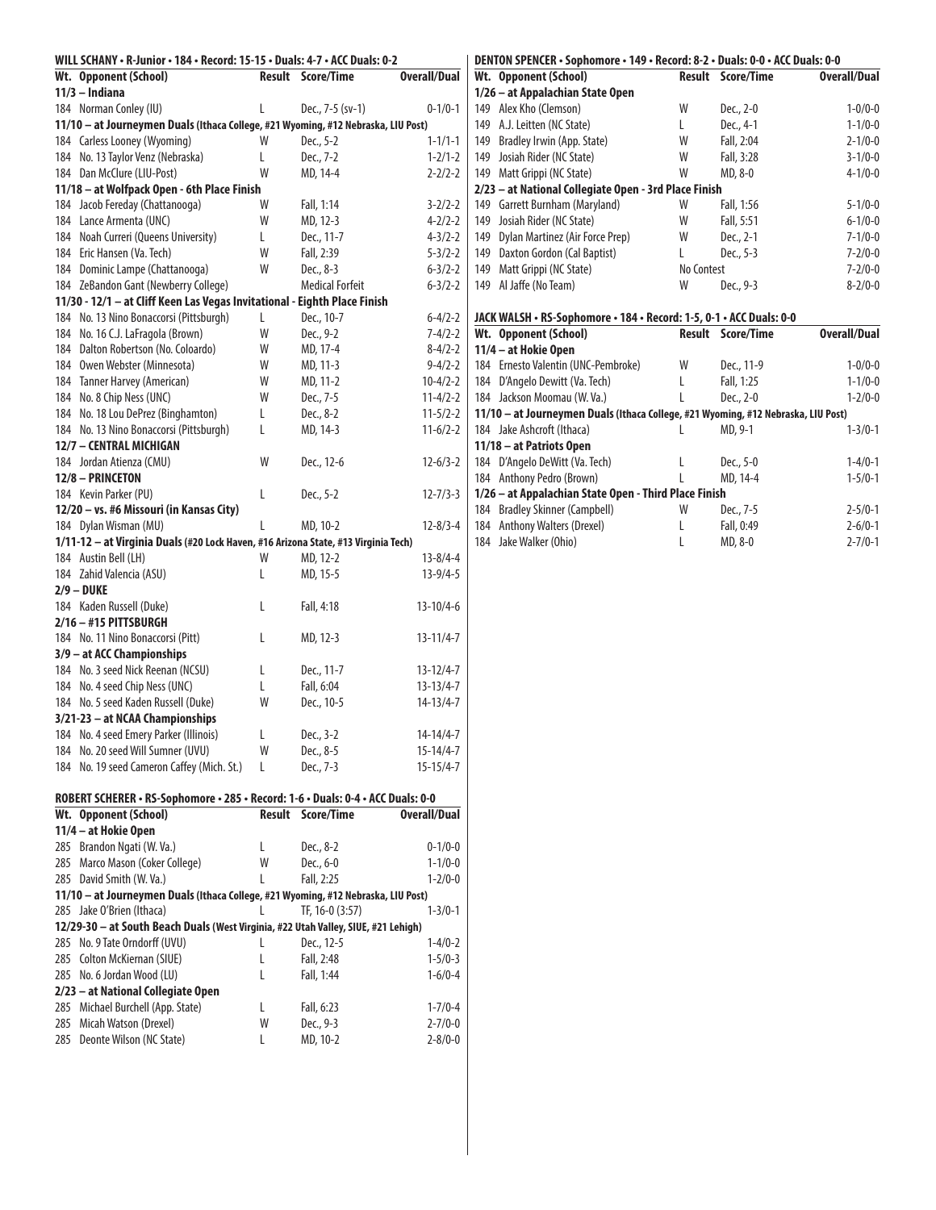## WILL SCHANY • R-Junior • 184 • Record: 15-15 • Duals: 4-7 • ACC Duals: 0-2

| Wt. | Opponent (School) | Result | Score/Time | Overall/Dual |
|---|---|---|---|---|
| **11/3 – Indiana** | | | | |
| 184 | Norman Conley (IU) | L | Dec., 7-5 (sv-1) | 0-1/0-1 |
| **11/10 – at Journeymen Duals (Ithaca College, #21 Wyoming, #12 Nebraska, LIU Post)** | | | | |
| 184 | Carless Looney (Wyoming) | W | Dec., 5-2 | 1-1/1-1 |
| 184 | No. 13 Taylor Venz (Nebraska) | L | Dec., 7-2 | 1-2/1-2 |
| 184 | Dan McClure (LIU-Post) | W | MD, 14-4 | 2-2/2-2 |
| **11/18 – at Wolfpack Open - 6th Place Finish** | | | | |
| 184 | Jacob Fereday (Chattanooga) | W | Fall, 1:14 | 3-2/2-2 |
| 184 | Lance Armenta (UNC) | W | MD, 12-3 | 4-2/2-2 |
| 184 | Noah Curreri (Queens University) | L | Dec., 11-7 | 4-3/2-2 |
| 184 | Eric Hansen (Va. Tech) | W | Fall, 2:39 | 5-3/2-2 |
| 184 | Dominic Lampe (Chattanooga) | W | Dec., 8-3 | 6-3/2-2 |
| 184 | ZeBandon Gant (Newberry College) | | Medical Forfeit | 6-3/2-2 |
| **11/30 - 12/1 – at Cliff Keen Las Vegas Invitational - Eighth Place Finish** | | | | |
| 184 | No. 13 Nino Bonaccorsi (Pittsburgh) | L | Dec., 10-7 | 6-4/2-2 |
| 184 | No. 16 C.J. LaFragola (Brown) | W | Dec., 9-2 | 7-4/2-2 |
| 184 | Dalton Robertson (No. Coloardo) | W | MD, 17-4 | 8-4/2-2 |
| 184 | Owen Webster (Minnesota) | W | MD, 11-3 | 9-4/2-2 |
| 184 | Tanner Harvey (American) | W | MD, 11-2 | 10-4/2-2 |
| 184 | No. 8 Chip Ness (UNC) | W | Dec., 7-5 | 11-4/2-2 |
| 184 | No. 18 Lou DePrez (Binghamton) | L | Dec., 8-2 | 11-5/2-2 |
| 184 | No. 13 Nino Bonaccorsi (Pittsburgh) | L | MD, 14-3 | 11-6/2-2 |
| **12/7 – CENTRAL MICHIGAN** | | | | |
| 184 | Jordan Atienza (CMU) | W | Dec., 12-6 | 12-6/3-2 |
| **12/8 – PRINCETON** | | | | |
| 184 | Kevin Parker (PU) | L | Dec., 5-2 | 12-7/3-3 |
| **12/20 – vs. #6 Missouri (in Kansas City)** | | | | |
| 184 | Dylan Wisman (MU) | L | MD, 10-2 | 12-8/3-4 |
| **1/11-12 – at Virginia Duals (#20 Lock Haven, #16 Arizona State, #13 Virginia Tech)** | | | | |
| 184 | Austin Bell (LH) | W | MD, 12-2 | 13-8/4-4 |
| 184 | Zahid Valencia (ASU) | L | MD, 15-5 | 13-9/4-5 |
| **2/9 – DUKE** | | | | |
| 184 | Kaden Russell (Duke) | L | Fall, 4:18 | 13-10/4-6 |
| **2/16 – #15 PITTSBURGH** | | | | |
| 184 | No. 11 Nino Bonaccorsi (Pitt) | L | MD, 12-3 | 13-11/4-7 |
| **3/9 – at ACC Championships** | | | | |
| 184 | No. 3 seed Nick Reenan (NCSU) | L | Dec., 11-7 | 13-12/4-7 |
| 184 | No. 4 seed Chip Ness (UNC) | L | Fall, 6:04 | 13-13/4-7 |
| 184 | No. 5 seed Kaden Russell (Duke) | W | Dec., 10-5 | 14-13/4-7 |
| **3/21-23 – at NCAA Championships** | | | | |
| 184 | No. 4 seed Emery Parker (Illinois) | L | Dec., 3-2 | 14-14/4-7 |
| 184 | No. 20 seed Will Sumner (UVU) | W | Dec., 8-5 | 15-14/4-7 |
| 184 | No. 19 seed Cameron Caffey (Mich. St.) | L | Dec., 7-3 | 15-15/4-7 |

## ROBERT SCHERER • RS-Sophomore • 285 • Record: 1-6 • Duals: 0-4 • ACC Duals: 0-0

| Wt. | Opponent (School) | Result | Score/Time | Overall/Dual |
|---|---|---|---|---|
| **11/4 – at Hokie Open** | | | | |
| 285 | Brandon Ngati (W. Va.) | L | Dec., 8-2 | 0-1/0-0 |
| 285 | Marco Mason (Coker College) | W | Dec., 6-0 | 1-1/0-0 |
| 285 | David Smith (W. Va.) | L | Fall, 2:25 | 1-2/0-0 |
| **11/10 – at Journeymen Duals (Ithaca College, #21 Wyoming, #12 Nebraska, LIU Post)** | | | | |
| 285 | Jake O'Brien (Ithaca) | L | TF, 16-0 (3:57) | 1-3/0-1 |
| **12/29-30 – at South Beach Duals (West Virginia, #22 Utah Valley, SIUE, #21 Lehigh)** | | | | |
| 285 | No. 9 Tate Orndorff (UVU) | L | Dec., 12-5 | 1-4/0-2 |
| 285 | Colton McKiernan (SIUE) | L | Fall, 2:48 | 1-5/0-3 |
| 285 | No. 6 Jordan Wood (LU) | L | Fall, 1:44 | 1-6/0-4 |
| **2/23 – at National Collegiate Open** | | | | |
| 285 | Michael Burchell (App. State) | L | Fall, 6:23 | 1-7/0-4 |
| 285 | Micah Watson (Drexel) | W | Dec., 9-3 | 2-7/0-0 |
| 285 | Deonte Wilson (NC State) | L | MD, 10-2 | 2-8/0-0 |

## DENTON SPENCER • Sophomore • 149 • Record: 8-2 • Duals: 0-0 • ACC Duals: 0-0

| Wt. | Opponent (School) | Result | Score/Time | Overall/Dual |
|---|---|---|---|---|
| **1/26 – at Appalachian State Open** | | | | |
| 149 | Alex Kho (Clemson) | W | Dec., 2-0 | 1-0/0-0 |
| 149 | A.J. Leitten (NC State) | L | Dec., 4-1 | 1-1/0-0 |
| 149 | Bradley Irwin (App. State) | W | Fall, 2:04 | 2-1/0-0 |
| 149 | Josiah Rider (NC State) | W | Fall, 3:28 | 3-1/0-0 |
| 149 | Matt Grippi (NC State) | W | MD, 8-0 | 4-1/0-0 |
| **2/23 – at National Collegiate Open - 3rd Place Finish** | | | | |
| 149 | Garrett Burnham (Maryland) | W | Fall, 1:56 | 5-1/0-0 |
| 149 | Josiah Rider (NC State) | W | Fall, 5:51 | 6-1/0-0 |
| 149 | Dylan Martinez (Air Force Prep) | W | Dec., 2-1 | 7-1/0-0 |
| 149 | Daxton Gordon (Cal Baptist) | L | Dec., 5-3 | 7-2/0-0 |
| 149 | Matt Grippi (NC State) | No Contest | | 7-2/0-0 |
| 149 | Al Jaffe (No Team) | W | Dec., 9-3 | 8-2/0-0 |

## JACK WALSH • RS-Sophomore • 184 • Record: 1-5, 0-1 • ACC Duals: 0-0

| Wt. | Opponent (School) | Result | Score/Time | Overall/Dual |
|---|---|---|---|---|
| **11/4 – at Hokie Open** | | | | |
| 184 | Ernesto Valentin (UNC-Pembroke) | W | Dec., 11-9 | 1-0/0-0 |
| 184 | D'Angelo Dewitt (Va. Tech) | L | Fall, 1:25 | 1-1/0-0 |
| 184 | Jackson Moomau (W. Va.) | L | Dec., 2-0 | 1-2/0-0 |
| **11/10 – at Journeymen Duals (Ithaca College, #21 Wyoming, #12 Nebraska, LIU Post)** | | | | |
| 184 | Jake Ashcroft (Ithaca) | L | MD, 9-1 | 1-3/0-1 |
| **11/18 – at Patriots Open** | | | | |
| 184 | D'Angelo DeWitt (Va. Tech) | L | Dec., 5-0 | 1-4/0-1 |
| 184 | Anthony Pedro (Brown) | L | MD, 14-4 | 1-5/0-1 |
| **1/26 – at Appalachian State Open - Third Place Finish** | | | | |
| 184 | Bradley Skinner (Campbell) | W | Dec., 7-5 | 2-5/0-1 |
| 184 | Anthony Walters (Drexel) | L | Fall, 0:49 | 2-6/0-1 |
| 184 | Jake Walker (Ohio) | L | MD, 8-0 | 2-7/0-1 |